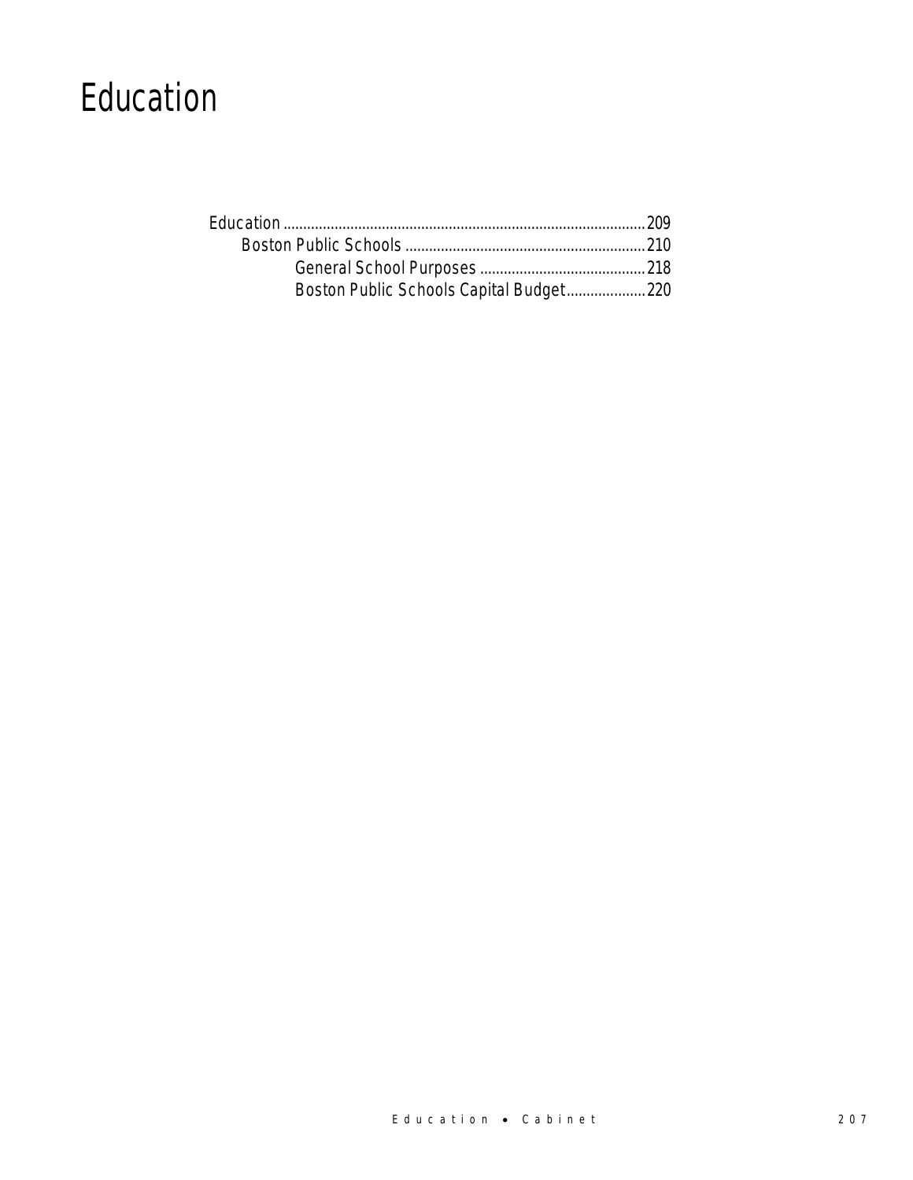# Education

Education ........................................................................................... 209
- Boston Public Schools ............................................................ 210
  - General School Purposes ......................................... 218
  - Boston Public Schools Capital Budget.................... 220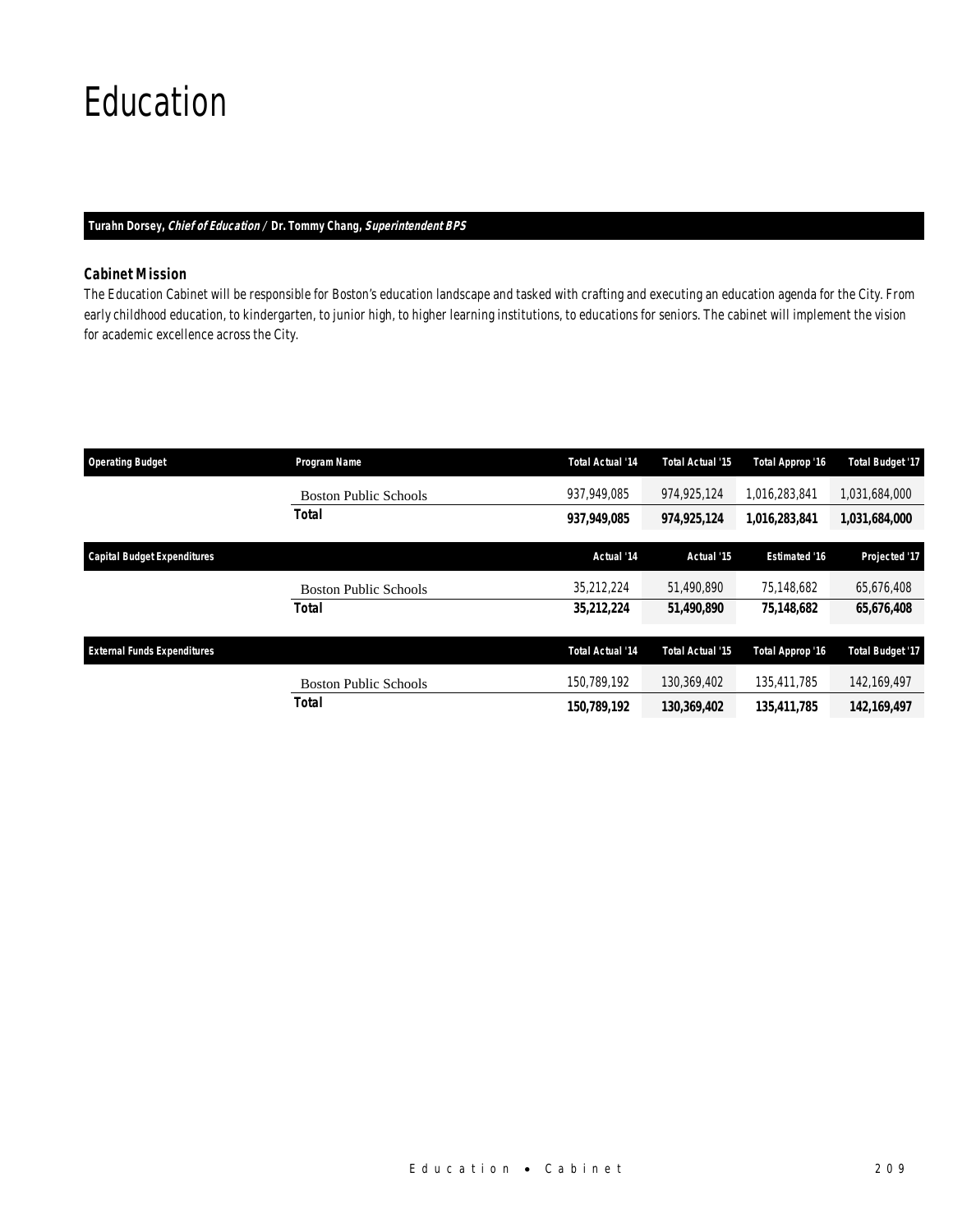# Education

**Turahn Dorsey, *Chief of Education* / Dr. Tommy Chang, *Superintendent BPS***

### Cabinet Mission

The Education Cabinet will be responsible for Boston's education landscape and tasked with crafting and executing an education agenda for the City. From early childhood education, to kindergarten, to junior high, to higher learning institutions, to educations for seniors. The cabinet will implement the vision for academic excellence across the City.

| Operating Budget | Program Name | Total Actual '14 | Total Actual '15 | Total Approp '16 | Total Budget '17 |
|---|---|---|---|---|---|
| | Boston Public Schools | 937,949,085 | 974,925,124 | 1,016,283,841 | 1,031,684,000 |
| | **Total** | **937,949,085** | **974,925,124** | **1,016,283,841** | **1,031,684,000** |

| Capital Budget Expenditures | | Actual '14 | Actual '15 | Estimated '16 | Projected '17 |
|---|---|---|---|---|---|
| | Boston Public Schools | 35,212,224 | 51,490,890 | 75,148,682 | 65,676,408 |
| | **Total** | **35,212,224** | **51,490,890** | **75,148,682** | **65,676,408** |

| External Funds Expenditures | | Total Actual '14 | Total Actual '15 | Total Approp '16 | Total Budget '17 |
|---|---|---|---|---|---|
| | Boston Public Schools | 150,789,192 | 130,369,402 | 135,411,785 | 142,169,497 |
| | **Total** | **150,789,192** | **130,369,402** | **135,411,785** | **142,169,497** |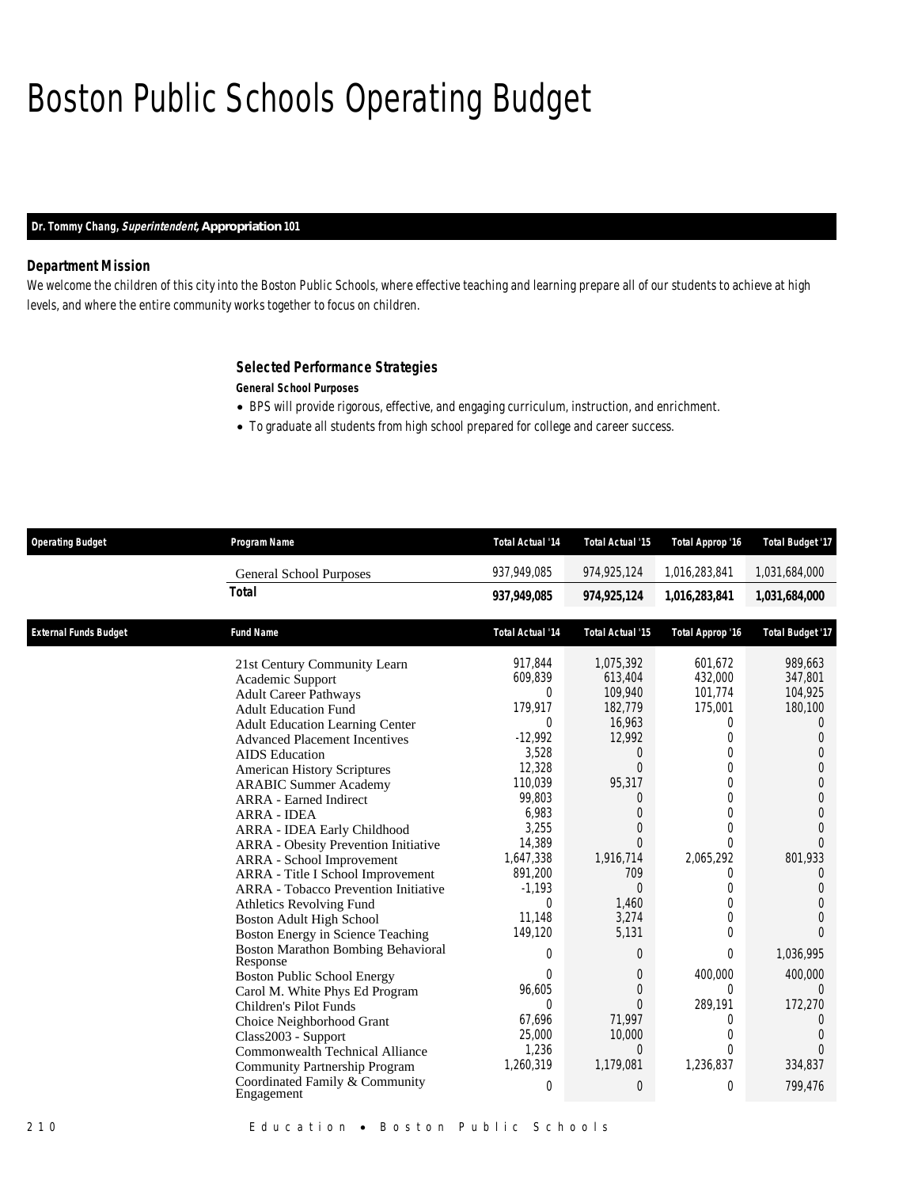# Boston Public Schools Operating Budget

**Dr. Tommy Chang, *Superintendent*, Appropriation 101**

### Department Mission

We welcome the children of this city into the Boston Public Schools, where effective teaching and learning prepare all of our students to achieve at high levels, and where the entire community works together to focus on children.

### Selected Performance Strategies

**General School Purposes**

- BPS will provide rigorous, effective, and engaging curriculum, instruction, and enrichment.
- To graduate all students from high school prepared for college and career success.

| Operating Budget | Program Name | Total Actual '14 | Total Actual '15 | Total Approp '16 | Total Budget '17 |
|---|---|---|---|---|---|
| | General School Purposes | 937,949,085 | 974,925,124 | 1,016,283,841 | 1,031,684,000 |
| | **Total** | **937,949,085** | **974,925,124** | **1,016,283,841** | **1,031,684,000** |

| External Funds Budget | Fund Name | Total Actual '14 | Total Actual '15 | Total Approp '16 | Total Budget '17 |
|---|---|---|---|---|---|
| | 21st Century Community Learn | 917,844 | 1,075,392 | 601,672 | 989,663 |
| | Academic Support | 609,839 | 613,404 | 432,000 | 347,801 |
| | Adult Career Pathways | 0 | 109,940 | 101,774 | 104,925 |
| | Adult Education Fund | 179,917 | 182,779 | 175,001 | 180,100 |
| | Adult Education Learning Center | 0 | 16,963 | 0 | 0 |
| | Advanced Placement Incentives | -12,992 | 12,992 | 0 | 0 |
| | AIDS Education | 3,528 | 0 | 0 | 0 |
| | American History Scriptures | 12,328 | 0 | 0 | 0 |
| | ARABIC Summer Academy | 110,039 | 95,317 | 0 | 0 |
| | ARRA - Earned Indirect | 99,803 | 0 | 0 | 0 |
| | ARRA - IDEA | 6,983 | 0 | 0 | 0 |
| | ARRA - IDEA Early Childhood | 3,255 | 0 | 0 | 0 |
| | ARRA - Obesity Prevention Initiative | 14,389 | 0 | 0 | 0 |
| | ARRA - School Improvement | 1,647,338 | 1,916,714 | 2,065,292 | 801,933 |
| | ARRA - Title I School Improvement | 891,200 | 709 | 0 | 0 |
| | ARRA - Tobacco Prevention Initiative | -1,193 | 0 | 0 | 0 |
| | Athletics Revolving Fund | 0 | 1,460 | 0 | 0 |
| | Boston Adult High School | 11,148 | 3,274 | 0 | 0 |
| | Boston Energy in Science Teaching | 149,120 | 5,131 | 0 | 0 |
| | Boston Marathon Bombing Behavioral Response | 0 | 0 | 0 | 1,036,995 |
| | Boston Public School Energy | 0 | 0 | 400,000 | 400,000 |
| | Carol M. White Phys Ed Program | 96,605 | 0 | 0 | 0 |
| | Children's Pilot Funds | 0 | 0 | 289,191 | 172,270 |
| | Choice Neighborhood Grant | 67,696 | 71,997 | 0 | 0 |
| | Class2003 - Support | 25,000 | 10,000 | 0 | 0 |
| | Commonwealth Technical Alliance | 1,236 | 0 | 0 | 0 |
| | Community Partnership Program | 1,260,319 | 1,179,081 | 1,236,837 | 334,837 |
| | Coordinated Family & Community Engagement | 0 | 0 | 0 | 799,476 |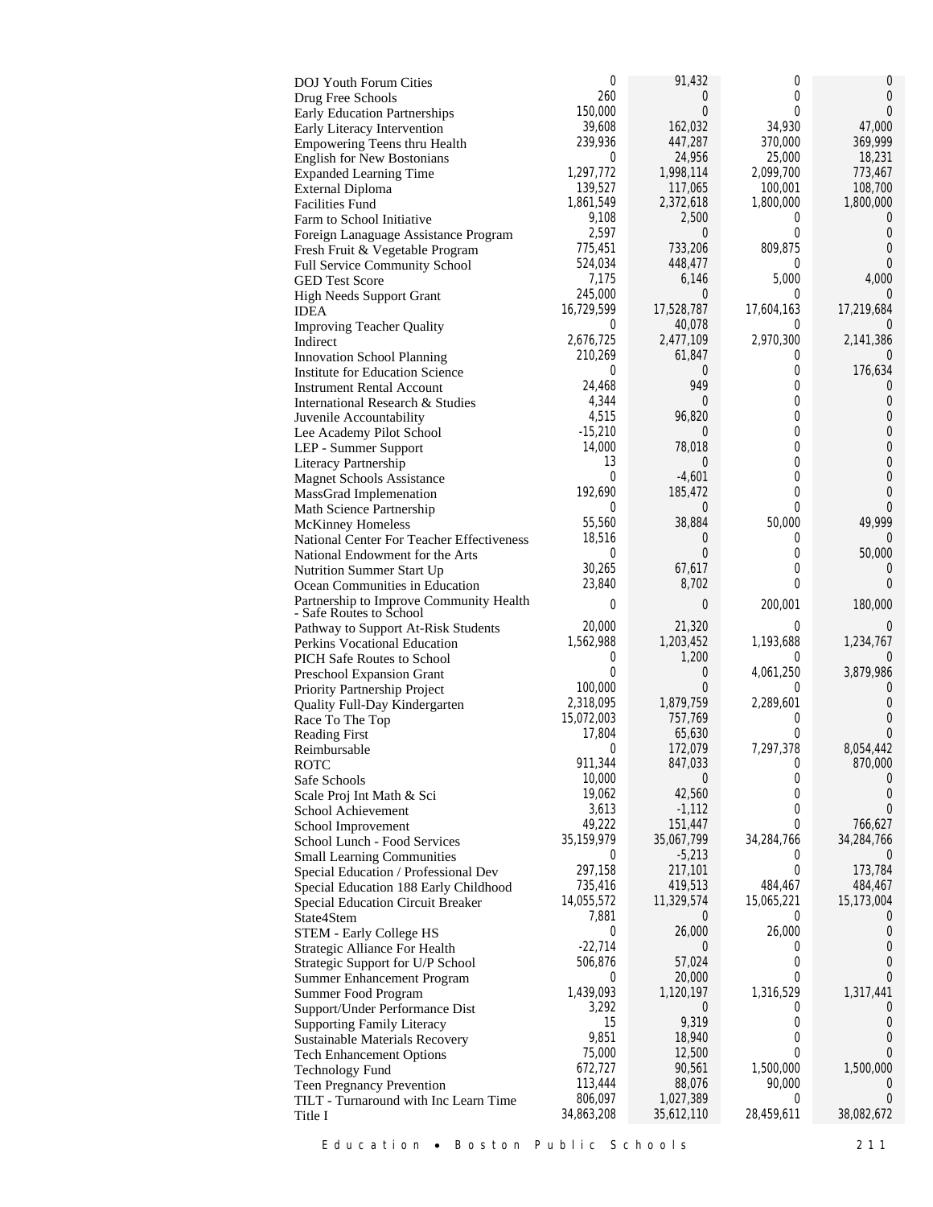| | | | | |
|---|---|---|---|---|
| DOJ Youth Forum Cities | 0 | 91,432 | 0 | 0 |
| Drug Free Schools | 260 | 0 | 0 | 0 |
| Early Education Partnerships | 150,000 | 0 | 0 | 0 |
| Early Literacy Intervention | 39,608 | 162,032 | 34,930 | 47,000 |
| Empowering Teens thru Health | 239,936 | 447,287 | 370,000 | 369,999 |
| English for New Bostonians | 0 | 24,956 | 25,000 | 18,231 |
| Expanded Learning Time | 1,297,772 | 1,998,114 | 2,099,700 | 773,467 |
| External Diploma | 139,527 | 117,065 | 100,001 | 108,700 |
| Facilities Fund | 1,861,549 | 2,372,618 | 1,800,000 | 1,800,000 |
| Farm to School Initiative | 9,108 | 2,500 | 0 | 0 |
| Foreign Lanaguage Assistance Program | 2,597 | 0 | 0 | 0 |
| Fresh Fruit & Vegetable Program | 775,451 | 733,206 | 809,875 | 0 |
| Full Service Community School | 524,034 | 448,477 | 0 | 0 |
| GED Test Score | 7,175 | 6,146 | 5,000 | 4,000 |
| High Needs Support Grant | 245,000 | 0 | 0 | 0 |
| IDEA | 16,729,599 | 17,528,787 | 17,604,163 | 17,219,684 |
| Improving Teacher Quality | 0 | 40,078 | 0 | 0 |
| Indirect | 2,676,725 | 2,477,109 | 2,970,300 | 2,141,386 |
| Innovation School Planning | 210,269 | 61,847 | 0 | 0 |
| Institute for Education Science | 0 | 0 | 0 | 176,634 |
| Instrument Rental Account | 24,468 | 949 | 0 | 0 |
| International Research & Studies | 4,344 | 0 | 0 | 0 |
| Juvenile Accountability | 4,515 | 96,820 | 0 | 0 |
| Lee Academy Pilot School | -15,210 | 0 | 0 | 0 |
| LEP - Summer Support | 14,000 | 78,018 | 0 | 0 |
| Literacy Partnership | 13 | 0 | 0 | 0 |
| Magnet Schools Assistance | 0 | -4,601 | 0 | 0 |
| MassGrad Implemenation | 192,690 | 185,472 | 0 | 0 |
| Math Science Partnership | 0 | 0 | 0 | 0 |
| McKinney Homeless | 55,560 | 38,884 | 50,000 | 49,999 |
| National Center For Teacher Effectiveness | 18,516 | 0 | 0 | 0 |
| National Endowment for the Arts | 0 | 0 | 0 | 50,000 |
| Nutrition Summer Start Up | 30,265 | 67,617 | 0 | 0 |
| Ocean Communities in Education | 23,840 | 8,702 | 0 | 0 |
| Partnership to Improve Community Health - Safe Routes to School | 0 | 0 | 200,001 | 180,000 |
| Pathway to Support At-Risk Students | 20,000 | 21,320 | 0 | 0 |
| Perkins Vocational Education | 1,562,988 | 1,203,452 | 1,193,688 | 1,234,767 |
| PICH Safe Routes to School | 0 | 1,200 | 0 | 0 |
| Preschool Expansion Grant | 0 | 0 | 4,061,250 | 3,879,986 |
| Priority Partnership Project | 100,000 | 0 | 0 | 0 |
| Quality Full-Day Kindergarten | 2,318,095 | 1,879,759 | 2,289,601 | 0 |
| Race To The Top | 15,072,003 | 757,769 | 0 | 0 |
| Reading First | 17,804 | 65,630 | 0 | 0 |
| Reimbursable | 0 | 172,079 | 7,297,378 | 8,054,442 |
| ROTC | 911,344 | 847,033 | 0 | 870,000 |
| Safe Schools | 10,000 | 0 | 0 | 0 |
| Scale Proj Int Math & Sci | 19,062 | 42,560 | 0 | 0 |
| School Achievement | 3,613 | -1,112 | 0 | 0 |
| School Improvement | 49,222 | 151,447 | 0 | 766,627 |
| School Lunch - Food Services | 35,159,979 | 35,067,799 | 34,284,766 | 34,284,766 |
| Small Learning Communities | 0 | -5,213 | 0 | 0 |
| Special Education / Professional Dev | 297,158 | 217,101 | 0 | 173,784 |
| Special Education 188 Early Childhood | 735,416 | 419,513 | 484,467 | 484,467 |
| Special Education Circuit Breaker | 14,055,572 | 11,329,574 | 15,065,221 | 15,173,004 |
| State4Stem | 7,881 | 0 | 0 | 0 |
| STEM - Early College HS | 0 | 26,000 | 26,000 | 0 |
| Strategic Alliance For Health | -22,714 | 0 | 0 | 0 |
| Strategic Support for U/P School | 506,876 | 57,024 | 0 | 0 |
| Summer Enhancement Program | 0 | 20,000 | 0 | 0 |
| Summer Food Program | 1,439,093 | 1,120,197 | 1,316,529 | 1,317,441 |
| Support/Under Performance Dist | 3,292 | 0 | 0 | 0 |
| Supporting Family Literacy | 15 | 9,319 | 0 | 0 |
| Sustainable Materials Recovery | 9,851 | 18,940 | 0 | 0 |
| Tech Enhancement Options | 75,000 | 12,500 | 0 | 0 |
| Technology Fund | 672,727 | 90,561 | 1,500,000 | 1,500,000 |
| Teen Pregnancy Prevention | 113,444 | 88,076 | 90,000 | 0 |
| TILT - Turnaround with Inc Learn Time | 806,097 | 1,027,389 | 0 | 0 |
| Title I | 34,863,208 | 35,612,110 | 28,459,611 | 38,082,672 |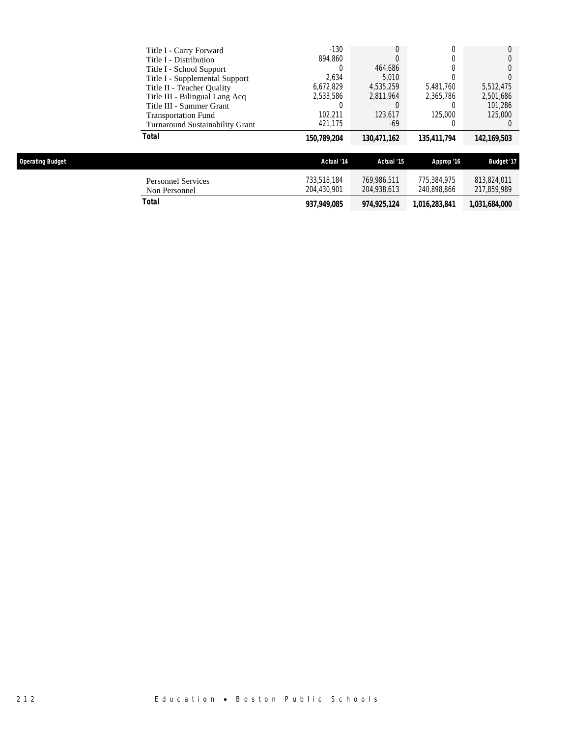| | | | | |
|---|---|---|---|---|
| Title I - Carry Forward | -130 | 0 | 0 | 0 |
| Title I - Distribution | 894,860 | 0 | 0 | 0 |
| Title I - School Support | 0 | 464,686 | 0 | 0 |
| Title I - Supplemental Support | 2,634 | 5,010 | 0 | 0 |
| Title II - Teacher Quality | 6,672,829 | 4,535,259 | 5,481,760 | 5,512,475 |
| Title III - Bilingual Lang Acq | 2,533,586 | 2,811,964 | 2,365,786 | 2,501,686 |
| Title III - Summer Grant | 0 | 0 | 0 | 101,286 |
| Transportation Fund | 102,211 | 123,617 | 125,000 | 125,000 |
| Turnaround Sustainability Grant | 421,175 | -69 | 0 | 0 |
| **Total** | **150,789,204** | **130,471,162** | **135,411,794** | **142,169,503** |

| Operating Budget | Actual '14 | Actual '15 | Approp '16 | Budget '17 |
|---|---|---|---|---|
| Personnel Services | 733,518,184 | 769,986,511 | 775,384,975 | 813,824,011 |
| Non Personnel | 204,430,901 | 204,938,613 | 240,898,866 | 217,859,989 |
| **Total** | **937,949,085** | **974,925,124** | **1,016,283,841** | **1,031,684,000** |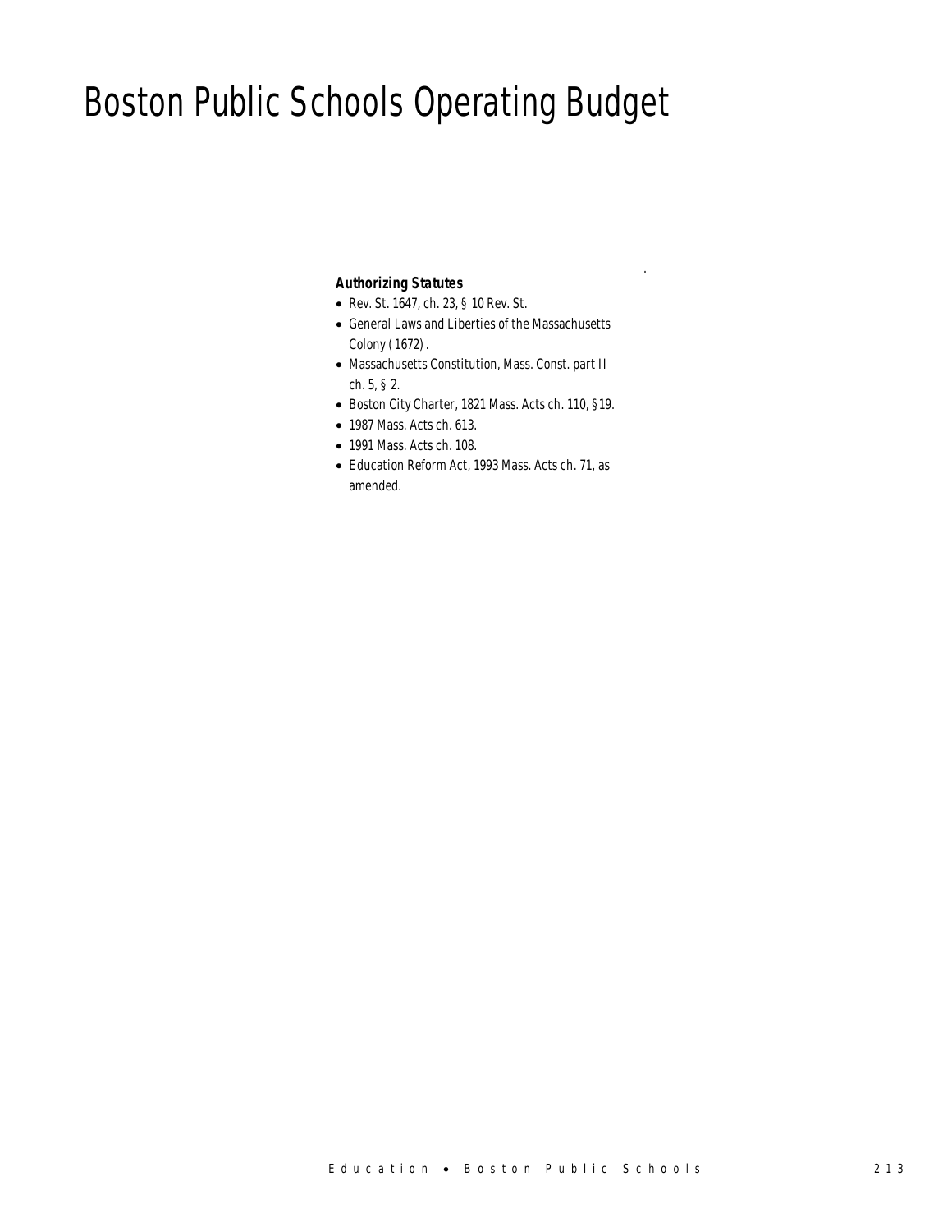# Boston Public Schools Operating Budget

**_Authorizing Statutes_**

- Rev. St. 1647, ch. 23, § 10 Rev. St.
- General Laws and Liberties of the Massachusetts Colony (1672).
- Massachusetts Constitution, Mass. Const. part II ch. 5, § 2.
- Boston City Charter, 1821 Mass. Acts ch. 110, §19.
- 1987 Mass. Acts ch. 613.
- 1991 Mass. Acts ch. 108.
- Education Reform Act, 1993 Mass. Acts ch. 71, as amended.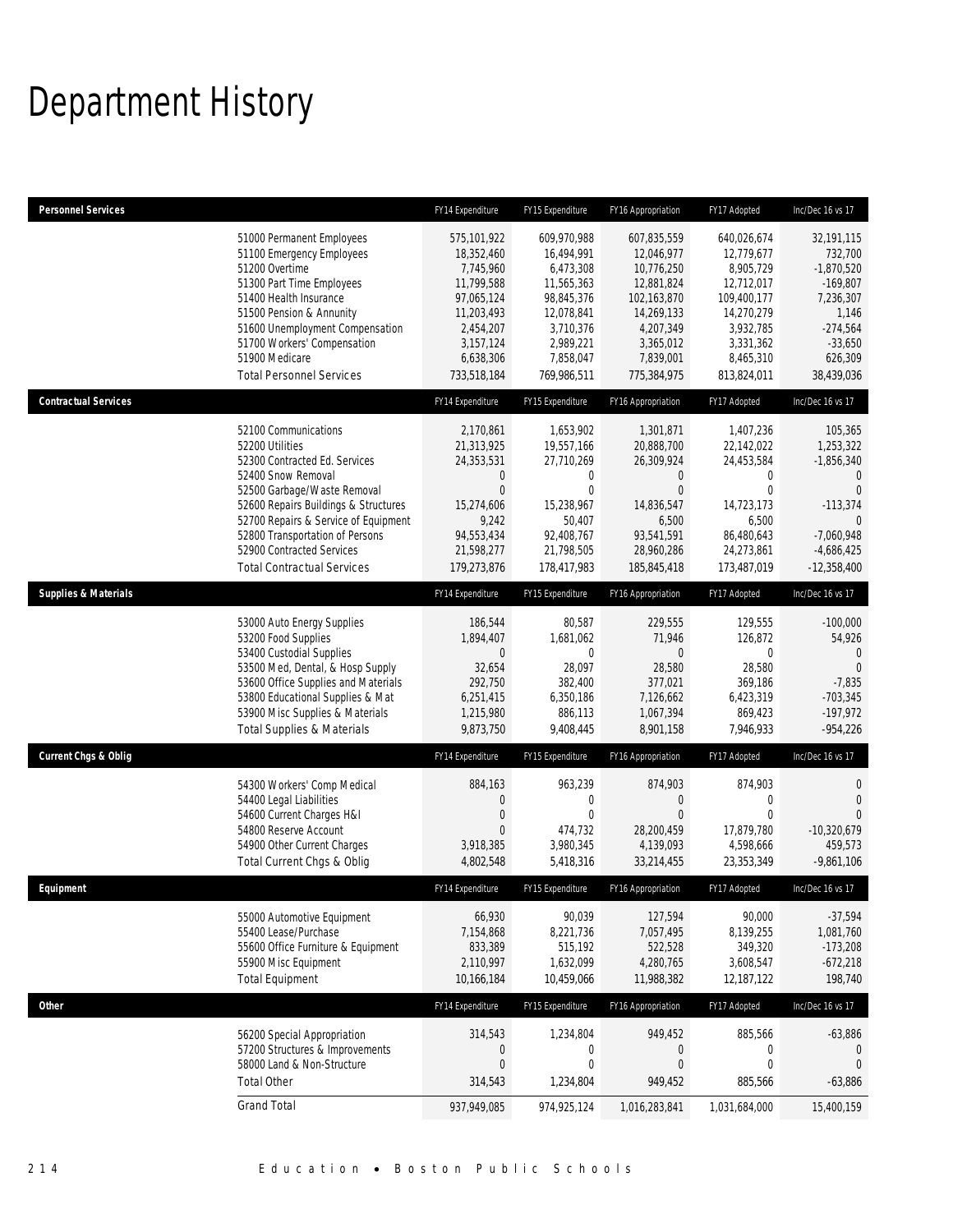# Department History

| Personnel Services | FY14 Expenditure | FY15 Expenditure | FY16 Appropriation | FY17 Adopted | Inc/Dec 16 vs 17 |
|---|---|---|---|---|---|
| 51000 Permanent Employees | 575,101,922 | 609,970,988 | 607,835,559 | 640,026,674 | 32,191,115 |
| 51100 Emergency Employees | 18,352,460 | 16,494,991 | 12,046,977 | 12,779,677 | 732,700 |
| 51200 Overtime | 7,745,960 | 6,473,308 | 10,776,250 | 8,905,729 | -1,870,520 |
| 51300 Part Time Employees | 11,799,588 | 11,565,363 | 12,881,824 | 12,712,017 | -169,807 |
| 51400 Health Insurance | 97,065,124 | 98,845,376 | 102,163,870 | 109,400,177 | 7,236,307 |
| 51500 Pension & Annunity | 11,203,493 | 12,078,841 | 14,269,133 | 14,270,279 | 1,146 |
| 51600 Unemployment Compensation | 2,454,207 | 3,710,376 | 4,207,349 | 3,932,785 | -274,564 |
| 51700 Workers' Compensation | 3,157,124 | 2,989,221 | 3,365,012 | 3,331,362 | -33,650 |
| 51900 Medicare | 6,638,306 | 7,858,047 | 7,839,001 | 8,465,310 | 626,309 |
| Total Personnel Services | 733,518,184 | 769,986,511 | 775,384,975 | 813,824,011 | 38,439,036 |

| Contractual Services | FY14 Expenditure | FY15 Expenditure | FY16 Appropriation | FY17 Adopted | Inc/Dec 16 vs 17 |
|---|---|---|---|---|---|
| 52100 Communications | 2,170,861 | 1,653,902 | 1,301,871 | 1,407,236 | 105,365 |
| 52200 Utilities | 21,313,925 | 19,557,166 | 20,888,700 | 22,142,022 | 1,253,322 |
| 52300 Contracted Ed. Services | 24,353,531 | 27,710,269 | 26,309,924 | 24,453,584 | -1,856,340 |
| 52400 Snow Removal | 0 | 0 | 0 | 0 | 0 |
| 52500 Garbage/Waste Removal | 0 | 0 | 0 | 0 | 0 |
| 52600 Repairs Buildings & Structures | 15,274,606 | 15,238,967 | 14,836,547 | 14,723,173 | -113,374 |
| 52700 Repairs & Service of Equipment | 9,242 | 50,407 | 6,500 | 6,500 | 0 |
| 52800 Transportation of Persons | 94,553,434 | 92,408,767 | 93,541,591 | 86,480,643 | -7,060,948 |
| 52900 Contracted Services | 21,598,277 | 21,798,505 | 28,960,286 | 24,273,861 | -4,686,425 |
| Total Contractual Services | 179,273,876 | 178,417,983 | 185,845,418 | 173,487,019 | -12,358,400 |

| Supplies & Materials | FY14 Expenditure | FY15 Expenditure | FY16 Appropriation | FY17 Adopted | Inc/Dec 16 vs 17 |
|---|---|---|---|---|---|
| 53000 Auto Energy Supplies | 186,544 | 80,587 | 229,555 | 129,555 | -100,000 |
| 53200 Food Supplies | 1,894,407 | 1,681,062 | 71,946 | 126,872 | 54,926 |
| 53400 Custodial Supplies | 0 | 0 | 0 | 0 | 0 |
| 53500 Med, Dental, & Hosp Supply | 32,654 | 28,097 | 28,580 | 28,580 | 0 |
| 53600 Office Supplies and Materials | 292,750 | 382,400 | 377,021 | 369,186 | -7,835 |
| 53800 Educational Supplies & Mat | 6,251,415 | 6,350,186 | 7,126,662 | 6,423,319 | -703,345 |
| 53900 Misc Supplies & Materials | 1,215,980 | 886,113 | 1,067,394 | 869,423 | -197,972 |
| Total Supplies & Materials | 9,873,750 | 9,408,445 | 8,901,158 | 7,946,933 | -954,226 |

| Current Chgs & Oblig | FY14 Expenditure | FY15 Expenditure | FY16 Appropriation | FY17 Adopted | Inc/Dec 16 vs 17 |
|---|---|---|---|---|---|
| 54300 Workers' Comp Medical | 884,163 | 963,239 | 874,903 | 874,903 | 0 |
| 54400 Legal Liabilities | 0 | 0 | 0 | 0 | 0 |
| 54600 Current Charges H&I | 0 | 0 | 0 | 0 | 0 |
| 54800 Reserve Account | 0 | 474,732 | 28,200,459 | 17,879,780 | -10,320,679 |
| 54900 Other Current Charges | 3,918,385 | 3,980,345 | 4,139,093 | 4,598,666 | 459,573 |
| Total Current Chgs & Oblig | 4,802,548 | 5,418,316 | 33,214,455 | 23,353,349 | -9,861,106 |

| Equipment | FY14 Expenditure | FY15 Expenditure | FY16 Appropriation | FY17 Adopted | Inc/Dec 16 vs 17 |
|---|---|---|---|---|---|
| 55000 Automotive Equipment | 66,930 | 90,039 | 127,594 | 90,000 | -37,594 |
| 55400 Lease/Purchase | 7,154,868 | 8,221,736 | 7,057,495 | 8,139,255 | 1,081,760 |
| 55600 Office Furniture & Equipment | 833,389 | 515,192 | 522,528 | 349,320 | -173,208 |
| 55900 Misc Equipment | 2,110,997 | 1,632,099 | 4,280,765 | 3,608,547 | -672,218 |
| Total Equipment | 10,166,184 | 10,459,066 | 11,988,382 | 12,187,122 | 198,740 |

| Other | FY14 Expenditure | FY15 Expenditure | FY16 Appropriation | FY17 Adopted | Inc/Dec 16 vs 17 |
|---|---|---|---|---|---|
| 56200 Special Appropriation | 314,543 | 1,234,804 | 949,452 | 885,566 | -63,886 |
| 57200 Structures & Improvements | 0 | 0 | 0 | 0 | 0 |
| 58000 Land & Non-Structure | 0 | 0 | 0 | 0 | 0 |
| Total Other | 314,543 | 1,234,804 | 949,452 | 885,566 | -63,886 |
| Grand Total | 937,949,085 | 974,925,124 | 1,016,283,841 | 1,031,684,000 | 15,400,159 |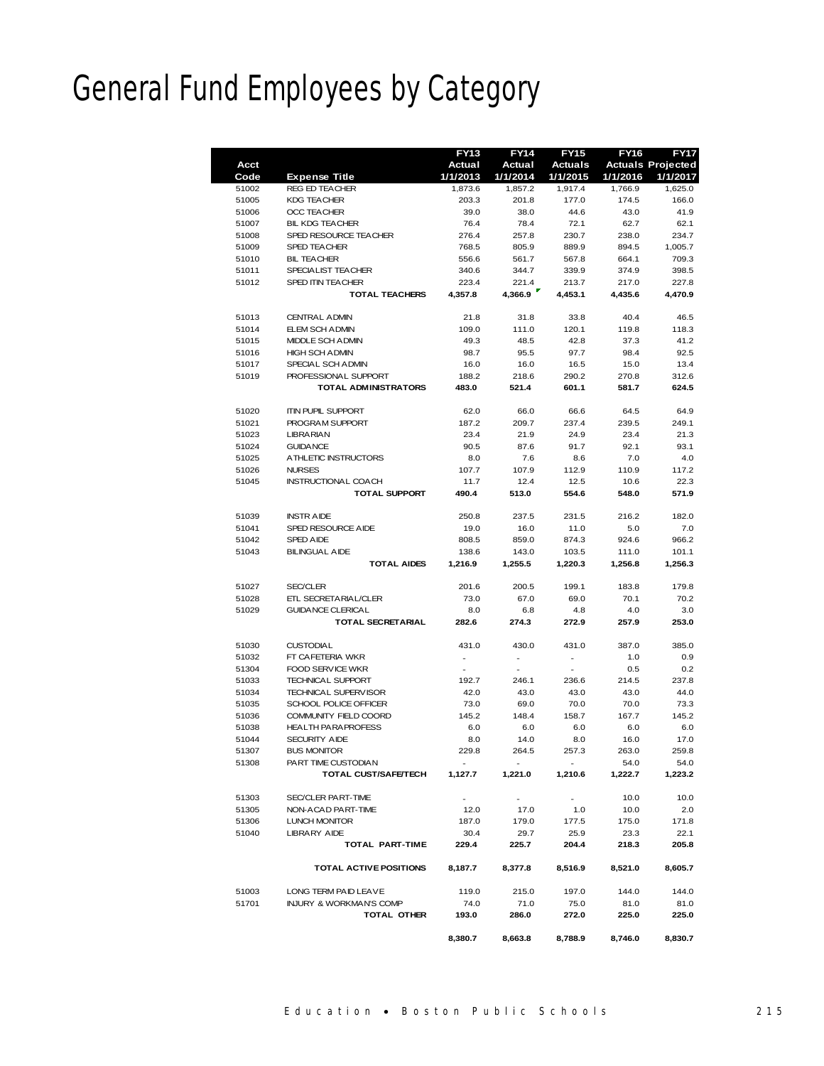# General Fund Employees by Category

| Acct Code | Expense Title | FY13 Actual 1/1/2013 | FY14 Actual 1/1/2014 | FY15 Actuals 1/1/2015 | FY16 Actuals 1/1/2016 | FY17 Projected 1/1/2017 |
|---|---|---|---|---|---|---|
| 51002 | REG ED TEACHER | 1,873.6 | 1,857.2 | 1,917.4 | 1,766.9 | 1,625.0 |
| 51005 | KDG TEACHER | 203.3 | 201.8 | 177.0 | 174.5 | 166.0 |
| 51006 | OCC TEACHER | 39.0 | 38.0 | 44.6 | 43.0 | 41.9 |
| 51007 | BIL KDG TEACHER | 76.4 | 78.4 | 72.1 | 62.7 | 62.1 |
| 51008 | SPED RESOURCE TEACHER | 276.4 | 257.8 | 230.7 | 238.0 | 234.7 |
| 51009 | SPED TEACHER | 768.5 | 805.9 | 889.9 | 894.5 | 1,005.7 |
| 51010 | BIL TEACHER | 556.6 | 561.7 | 567.8 | 664.1 | 709.3 |
| 51011 | SPECIALIST TEACHER | 340.6 | 344.7 | 339.9 | 374.9 | 398.5 |
| 51012 | SPED ITIN TEACHER | 223.4 | 221.4 | 213.7 | 217.0 | 227.8 |
| | **TOTAL TEACHERS** | **4,357.8** | **4,366.9** | **4,453.1** | **4,435.6** | **4,470.9** |
| 51013 | CENTRAL ADMIN | 21.8 | 31.8 | 33.8 | 40.4 | 46.5 |
| 51014 | ELEM SCH ADMIN | 109.0 | 111.0 | 120.1 | 119.8 | 118.3 |
| 51015 | MIDDLE SCH ADMIN | 49.3 | 48.5 | 42.8 | 37.3 | 41.2 |
| 51016 | HIGH SCH ADMIN | 98.7 | 95.5 | 97.7 | 98.4 | 92.5 |
| 51017 | SPECIAL SCH ADMIN | 16.0 | 16.0 | 16.5 | 15.0 | 13.4 |
| 51019 | PROFESSIONAL SUPPORT | 188.2 | 218.6 | 290.2 | 270.8 | 312.6 |
| | **TOTAL ADMINISTRATORS** | **483.0** | **521.4** | **601.1** | **581.7** | **624.5** |
| 51020 | ITIN PUPIL SUPPORT | 62.0 | 66.0 | 66.6 | 64.5 | 64.9 |
| 51021 | PROGRAM SUPPORT | 187.2 | 209.7 | 237.4 | 239.5 | 249.1 |
| 51023 | LIBRARIAN | 23.4 | 21.9 | 24.9 | 23.4 | 21.3 |
| 51024 | GUIDANCE | 90.5 | 87.6 | 91.7 | 92.1 | 93.1 |
| 51025 | ATHLETIC INSTRUCTORS | 8.0 | 7.6 | 8.6 | 7.0 | 4.0 |
| 51026 | NURSES | 107.7 | 107.9 | 112.9 | 110.9 | 117.2 |
| 51045 | INSTRUCTIONAL COACH | 11.7 | 12.4 | 12.5 | 10.6 | 22.3 |
| | **TOTAL SUPPORT** | **490.4** | **513.0** | **554.6** | **548.0** | **571.9** |
| 51039 | INSTR AIDE | 250.8 | 237.5 | 231.5 | 216.2 | 182.0 |
| 51041 | SPED RESOURCE AIDE | 19.0 | 16.0 | 11.0 | 5.0 | 7.0 |
| 51042 | SPED AIDE | 808.5 | 859.0 | 874.3 | 924.6 | 966.2 |
| 51043 | BILINGUAL AIDE | 138.6 | 143.0 | 103.5 | 111.0 | 101.1 |
| | **TOTAL AIDES** | **1,216.9** | **1,255.5** | **1,220.3** | **1,256.8** | **1,256.3** |
| 51027 | SEC/CLER | 201.6 | 200.5 | 199.1 | 183.8 | 179.8 |
| 51028 | ETL SECRETARIAL/CLER | 73.0 | 67.0 | 69.0 | 70.1 | 70.2 |
| 51029 | GUIDANCE CLERICAL | 8.0 | 6.8 | 4.8 | 4.0 | 3.0 |
| | **TOTAL SECRETARIAL** | **282.6** | **274.3** | **272.9** | **257.9** | **253.0** |
| 51030 | CUSTODIAL | 431.0 | 430.0 | 431.0 | 387.0 | 385.0 |
| 51032 | FT CAFETERIA WKR | - | - | - | 1.0 | 0.9 |
| 51304 | FOOD SERVICE WKR | - | - | - | 0.5 | 0.2 |
| 51033 | TECHNICAL SUPPORT | 192.7 | 246.1 | 236.6 | 214.5 | 237.8 |
| 51034 | TECHNICAL SUPERVISOR | 42.0 | 43.0 | 43.0 | 43.0 | 44.0 |
| 51035 | SCHOOL POLICE OFFICER | 73.0 | 69.0 | 70.0 | 70.0 | 73.3 |
| 51036 | COMMUNITY FIELD COORD | 145.2 | 148.4 | 158.7 | 167.7 | 145.2 |
| 51038 | HEALTH PARAPROFESS | 6.0 | 6.0 | 6.0 | 6.0 | 6.0 |
| 51044 | SECURITY AIDE | 8.0 | 14.0 | 8.0 | 16.0 | 17.0 |
| 51307 | BUS MONITOR | 229.8 | 264.5 | 257.3 | 263.0 | 259.8 |
| 51308 | PART TIME CUSTODIAN | - | - | - | 54.0 | 54.0 |
| | **TOTAL CUST/SAFE/TECH** | **1,127.7** | **1,221.0** | **1,210.6** | **1,222.7** | **1,223.2** |
| 51303 | SEC/CLER PART-TIME | - | - | - | 10.0 | 10.0 |
| 51305 | NON-ACAD PART-TIME | 12.0 | 17.0 | 1.0 | 10.0 | 2.0 |
| 51306 | LUNCH MONITOR | 187.0 | 179.0 | 177.5 | 175.0 | 171.8 |
| 51040 | LIBRARY AIDE | 30.4 | 29.7 | 25.9 | 23.3 | 22.1 |
| | **TOTAL PART-TIME** | **229.4** | **225.7** | **204.4** | **218.3** | **205.8** |
| | **TOTAL ACTIVE POSITIONS** | **8,187.7** | **8,377.8** | **8,516.9** | **8,521.0** | **8,605.7** |
| 51003 | LONG TERM PAID LEAVE | 119.0 | 215.0 | 197.0 | 144.0 | 144.0 |
| 51701 | INJURY & WORKMAN'S COMP | 74.0 | 71.0 | 75.0 | 81.0 | 81.0 |
| | **TOTAL OTHER** | **193.0** | **286.0** | **272.0** | **225.0** | **225.0** |
| | | **8,380.7** | **8,663.8** | **8,788.9** | **8,746.0** | **8,830.7** |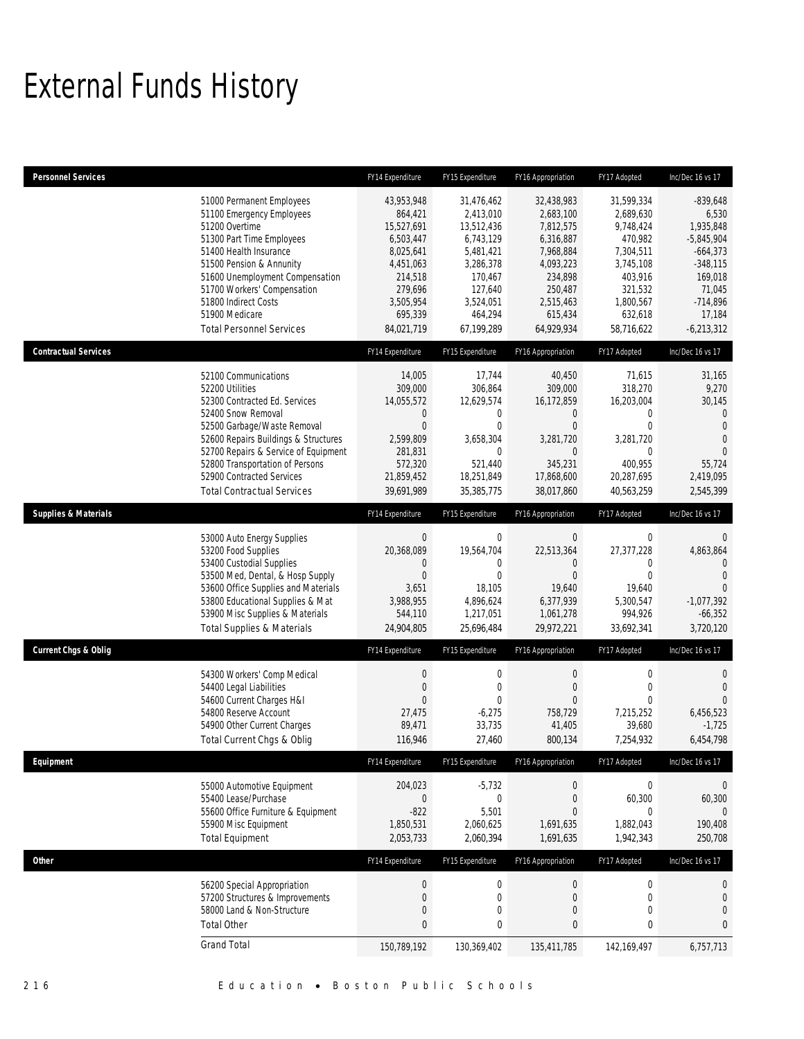# External Funds History

| Personnel Services | FY14 Expenditure | FY15 Expenditure | FY16 Appropriation | FY17 Adopted | Inc/Dec 16 vs 17 |
|---|---|---|---|---|---|
| 51000 Permanent Employees | 43,953,948 | 31,476,462 | 32,438,983 | 31,599,334 | -839,648 |
| 51100 Emergency Employees | 864,421 | 2,413,010 | 2,683,100 | 2,689,630 | 6,530 |
| 51200 Overtime | 15,527,691 | 13,512,436 | 7,812,575 | 9,748,424 | 1,935,848 |
| 51300 Part Time Employees | 6,503,447 | 6,743,129 | 6,316,887 | 470,982 | -5,845,904 |
| 51400 Health Insurance | 8,025,641 | 5,481,421 | 7,968,884 | 7,304,511 | -664,373 |
| 51500 Pension & Annunity | 4,451,063 | 3,286,378 | 4,093,223 | 3,745,108 | -348,115 |
| 51600 Unemployment Compensation | 214,518 | 170,467 | 234,898 | 403,916 | 169,018 |
| 51700 Workers' Compensation | 279,696 | 127,640 | 250,487 | 321,532 | 71,045 |
| 51800 Indirect Costs | 3,505,954 | 3,524,051 | 2,515,463 | 1,800,567 | -714,896 |
| 51900 Medicare | 695,339 | 464,294 | 615,434 | 632,618 | 17,184 |
| Total Personnel Services | 84,021,719 | 67,199,289 | 64,929,934 | 58,716,622 | -6,213,312 |

| Contractual Services | FY14 Expenditure | FY15 Expenditure | FY16 Appropriation | FY17 Adopted | Inc/Dec 16 vs 17 |
|---|---|---|---|---|---|
| 52100 Communications | 14,005 | 17,744 | 40,450 | 71,615 | 31,165 |
| 52200 Utilities | 309,000 | 306,864 | 309,000 | 318,270 | 9,270 |
| 52300 Contracted Ed. Services | 14,055,572 | 12,629,574 | 16,172,859 | 16,203,004 | 30,145 |
| 52400 Snow Removal | 0 | 0 | 0 | 0 | 0 |
| 52500 Garbage/Waste Removal | 0 | 0 | 0 | 0 | 0 |
| 52600 Repairs Buildings & Structures | 2,599,809 | 3,658,304 | 3,281,720 | 3,281,720 | 0 |
| 52700 Repairs & Service of Equipment | 281,831 | 0 | 0 | 0 | 0 |
| 52800 Transportation of Persons | 572,320 | 521,440 | 345,231 | 400,955 | 55,724 |
| 52900 Contracted Services | 21,859,452 | 18,251,849 | 17,868,600 | 20,287,695 | 2,419,095 |
| Total Contractual Services | 39,691,989 | 35,385,775 | 38,017,860 | 40,563,259 | 2,545,399 |

| Supplies & Materials | FY14 Expenditure | FY15 Expenditure | FY16 Appropriation | FY17 Adopted | Inc/Dec 16 vs 17 |
|---|---|---|---|---|---|
| 53000 Auto Energy Supplies | 0 | 0 | 0 | 0 | 0 |
| 53200 Food Supplies | 20,368,089 | 19,564,704 | 22,513,364 | 27,377,228 | 4,863,864 |
| 53400 Custodial Supplies | 0 | 0 | 0 | 0 | 0 |
| 53500 Med, Dental, & Hosp Supply | 0 | 0 | 0 | 0 | 0 |
| 53600 Office Supplies and Materials | 3,651 | 18,105 | 19,640 | 19,640 | 0 |
| 53800 Educational Supplies & Mat | 3,988,955 | 4,896,624 | 6,377,939 | 5,300,547 | -1,077,392 |
| 53900 Misc Supplies & Materials | 544,110 | 1,217,051 | 1,061,278 | 994,926 | -66,352 |
| Total Supplies & Materials | 24,904,805 | 25,696,484 | 29,972,221 | 33,692,341 | 3,720,120 |

| Current Chgs & Oblig | FY14 Expenditure | FY15 Expenditure | FY16 Appropriation | FY17 Adopted | Inc/Dec 16 vs 17 |
|---|---|---|---|---|---|
| 54300 Workers' Comp Medical | 0 | 0 | 0 | 0 | 0 |
| 54400 Legal Liabilities | 0 | 0 | 0 | 0 | 0 |
| 54600 Current Charges H&I | 0 | 0 | 0 | 0 | 0 |
| 54800 Reserve Account | 27,475 | -6,275 | 758,729 | 7,215,252 | 6,456,523 |
| 54900 Other Current Charges | 89,471 | 33,735 | 41,405 | 39,680 | -1,725 |
| Total Current Chgs & Oblig | 116,946 | 27,460 | 800,134 | 7,254,932 | 6,454,798 |

| Equipment | FY14 Expenditure | FY15 Expenditure | FY16 Appropriation | FY17 Adopted | Inc/Dec 16 vs 17 |
|---|---|---|---|---|---|
| 55000 Automotive Equipment | 204,023 | -5,732 | 0 | 0 | 0 |
| 55400 Lease/Purchase | 0 | 0 | 0 | 60,300 | 60,300 |
| 55600 Office Furniture & Equipment | -822 | 5,501 | 0 | 0 | 0 |
| 55900 Misc Equipment | 1,850,531 | 2,060,625 | 1,691,635 | 1,882,043 | 190,408 |
| Total Equipment | 2,053,733 | 2,060,394 | 1,691,635 | 1,942,343 | 250,708 |

| Other | FY14 Expenditure | FY15 Expenditure | FY16 Appropriation | FY17 Adopted | Inc/Dec 16 vs 17 |
|---|---|---|---|---|---|
| 56200 Special Appropriation | 0 | 0 | 0 | 0 | 0 |
| 57200 Structures & Improvements | 0 | 0 | 0 | 0 | 0 |
| 58000 Land & Non-Structure | 0 | 0 | 0 | 0 | 0 |
| Total Other | 0 | 0 | 0 | 0 | 0 |
| Grand Total | 150,789,192 | 130,369,402 | 135,411,785 | 142,169,497 | 6,757,713 |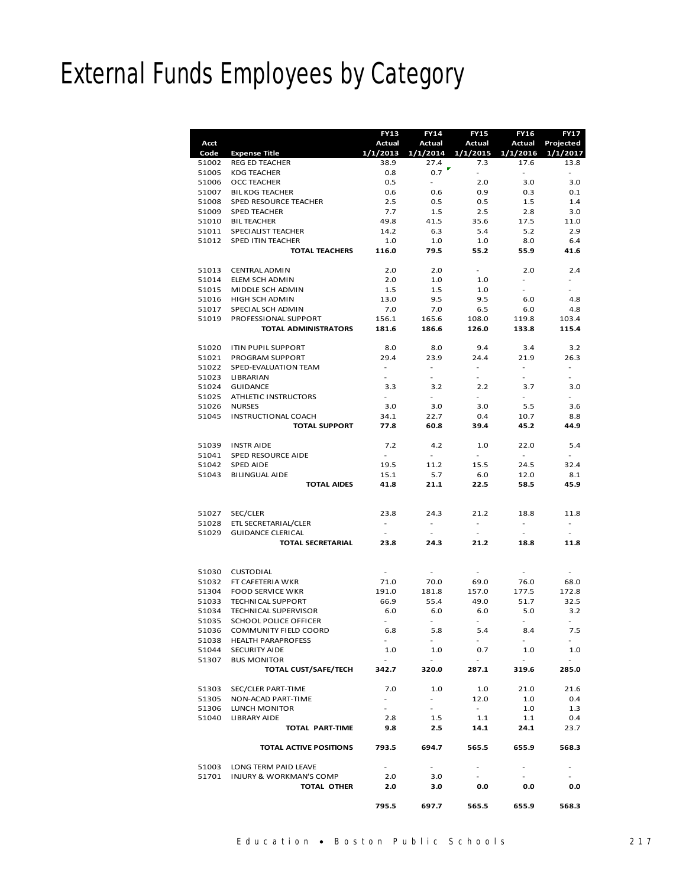# External Funds Employees by Category

| Acct Code | Expense Title | FY13 Actual 1/1/2013 | FY14 Actual 1/1/2014 | FY15 Actual 1/1/2015 | FY16 Actual 1/1/2016 | FY17 Projected 1/1/2017 |
|---|---|---|---|---|---|---|
| 51002 | REG ED TEACHER | 38.9 | 27.4 | 7.3 | 17.6 | 13.8 |
| 51005 | KDG TEACHER | 0.8 | 0.7 | - | - | - |
| 51006 | OCC TEACHER | 0.5 | - | 2.0 | 3.0 | 3.0 |
| 51007 | BIL KDG TEACHER | 0.6 | 0.6 | 0.9 | 0.3 | 0.1 |
| 51008 | SPED RESOURCE TEACHER | 2.5 | 0.5 | 0.5 | 1.5 | 1.4 |
| 51009 | SPED TEACHER | 7.7 | 1.5 | 2.5 | 2.8 | 3.0 |
| 51010 | BIL TEACHER | 49.8 | 41.5 | 35.6 | 17.5 | 11.0 |
| 51011 | SPECIALIST TEACHER | 14.2 | 6.3 | 5.4 | 5.2 | 2.9 |
| 51012 | SPED ITIN TEACHER | 1.0 | 1.0 | 1.0 | 8.0 | 6.4 |
| | **TOTAL TEACHERS** | **116.0** | **79.5** | **55.2** | **55.9** | **41.6** |
| | | | | | | |
| 51013 | CENTRAL ADMIN | 2.0 | 2.0 | - | 2.0 | 2.4 |
| 51014 | ELEM SCH ADMIN | 2.0 | 1.0 | 1.0 | - | - |
| 51015 | MIDDLE SCH ADMIN | 1.5 | 1.5 | 1.0 | - | - |
| 51016 | HIGH SCH ADMIN | 13.0 | 9.5 | 9.5 | 6.0 | 4.8 |
| 51017 | SPECIAL SCH ADMIN | 7.0 | 7.0 | 6.5 | 6.0 | 4.8 |
| 51019 | PROFESSIONAL SUPPORT | 156.1 | 165.6 | 108.0 | 119.8 | 103.4 |
| | **TOTAL ADMINISTRATORS** | **181.6** | **186.6** | **126.0** | **133.8** | **115.4** |
| | | | | | | |
| 51020 | ITIN PUPIL SUPPORT | 8.0 | 8.0 | 9.4 | 3.4 | 3.2 |
| 51021 | PROGRAM SUPPORT | 29.4 | 23.9 | 24.4 | 21.9 | 26.3 |
| 51022 | SPED-EVALUATION TEAM | - | - | - | - | - |
| 51023 | LIBRARIAN | - | - | - | - | - |
| 51024 | GUIDANCE | 3.3 | 3.2 | 2.2 | 3.7 | 3.0 |
| 51025 | ATHLETIC INSTRUCTORS | - | - | - | - | - |
| 51026 | NURSES | 3.0 | 3.0 | 3.0 | 5.5 | 3.6 |
| 51045 | INSTRUCTIONAL COACH | 34.1 | 22.7 | 0.4 | 10.7 | 8.8 |
| | **TOTAL SUPPORT** | **77.8** | **60.8** | **39.4** | **45.2** | **44.9** |
| | | | | | | |
| 51039 | INSTR AIDE | 7.2 | 4.2 | 1.0 | 22.0 | 5.4 |
| 51041 | SPED RESOURCE AIDE | - | - | - | - | - |
| 51042 | SPED AIDE | 19.5 | 11.2 | 15.5 | 24.5 | 32.4 |
| 51043 | BILINGUAL AIDE | 15.1 | 5.7 | 6.0 | 12.0 | 8.1 |
| | **TOTAL AIDES** | **41.8** | **21.1** | **22.5** | **58.5** | **45.9** |
| | | | | | | |
| 51027 | SEC/CLER | 23.8 | 24.3 | 21.2 | 18.8 | 11.8 |
| 51028 | ETL SECRETARIAL/CLER | - | - | - | - | - |
| 51029 | GUIDANCE CLERICAL | - | - | - | - | - |
| | **TOTAL SECRETARIAL** | **23.8** | **24.3** | **21.2** | **18.8** | **11.8** |
| | | | | | | |
| 51030 | CUSTODIAL | - | - | - | - | - |
| 51032 | FT CAFETERIA WKR | 71.0 | 70.0 | 69.0 | 76.0 | 68.0 |
| 51304 | FOOD SERVICE WKR | 191.0 | 181.8 | 157.0 | 177.5 | 172.8 |
| 51033 | TECHNICAL SUPPORT | 66.9 | 55.4 | 49.0 | 51.7 | 32.5 |
| 51034 | TECHNICAL SUPERVISOR | 6.0 | 6.0 | 6.0 | 5.0 | 3.2 |
| 51035 | SCHOOL POLICE OFFICER | - | - | - | - | - |
| 51036 | COMMUNITY FIELD COORD | 6.8 | 5.8 | 5.4 | 8.4 | 7.5 |
| 51038 | HEALTH PARAPROFESS | - | - | - | - | - |
| 51044 | SECURITY AIDE | 1.0 | 1.0 | 0.7 | 1.0 | 1.0 |
| 51307 | BUS MONITOR | - | - | - | - | - |
| | **TOTAL CUST/SAFE/TECH** | **342.7** | **320.0** | **287.1** | **319.6** | **285.0** |
| | | | | | | |
| 51303 | SEC/CLER PART-TIME | 7.0 | 1.0 | 1.0 | 21.0 | 21.6 |
| 51305 | NON-ACAD PART-TIME | - | - | 12.0 | 1.0 | 0.4 |
| 51306 | LUNCH MONITOR | - | - | - | 1.0 | 1.3 |
| 51040 | LIBRARY AIDE | 2.8 | 1.5 | 1.1 | 1.1 | 0.4 |
| | **TOTAL PART-TIME** | **9.8** | **2.5** | **14.1** | **24.1** | **23.7** |
| | | | | | | |
| | **TOTAL ACTIVE POSITIONS** | **793.5** | **694.7** | **565.5** | **655.9** | **568.3** |
| | | | | | | |
| 51003 | LONG TERM PAID LEAVE | - | - | - | - | - |
| 51701 | INJURY & WORKMAN'S COMP | 2.0 | 3.0 | - | - | - |
| | **TOTAL OTHER** | **2.0** | **3.0** | **0.0** | **0.0** | **0.0** |
| | | | | | | |
| | | **795.5** | **697.7** | **565.5** | **655.9** | **568.3** |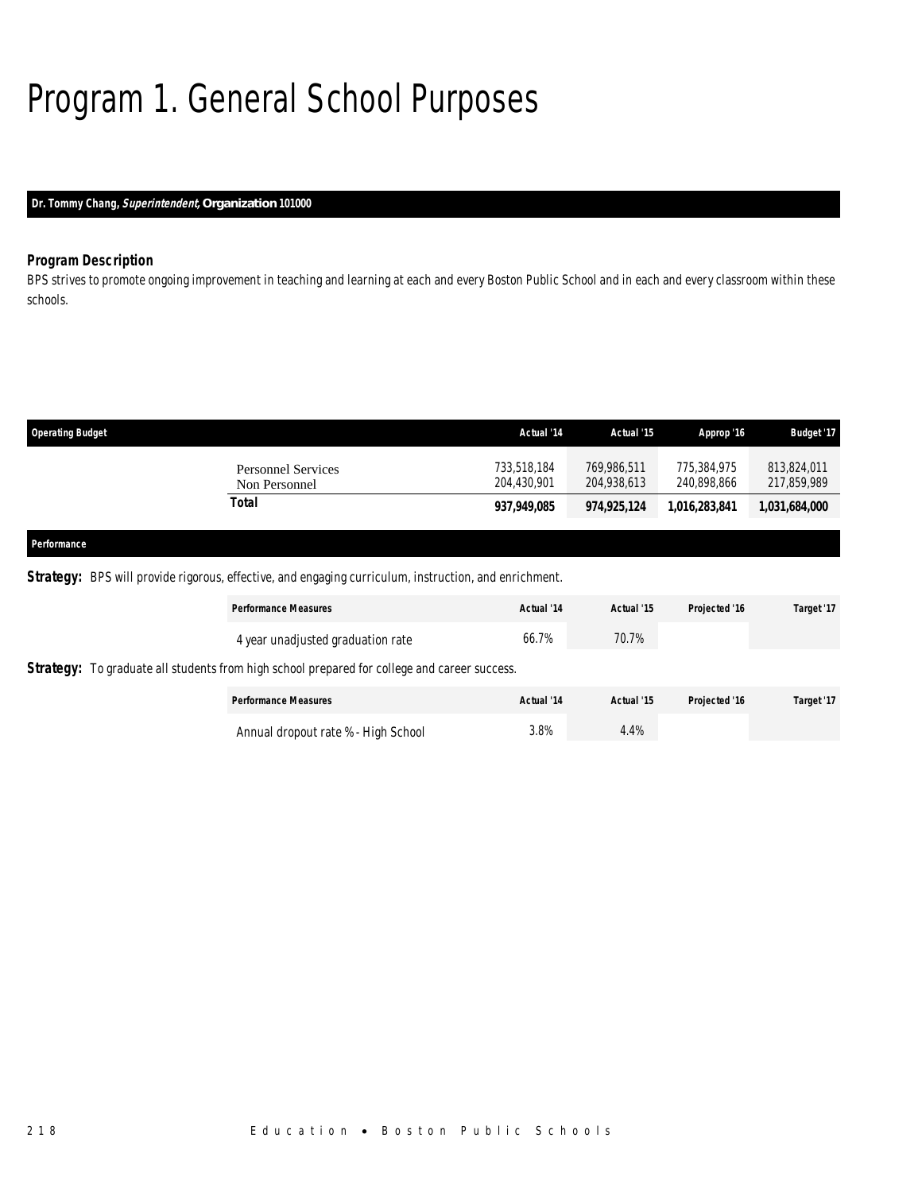# Program 1. General School Purposes

**Dr. Tommy Chang, *Superintendent*, Organization 101000**

### *Program Description*

*BPS strives to promote ongoing improvement in teaching and learning at each and every Boston Public School and in each and every classroom within these schools.*

| Operating Budget | | Actual '14 | Actual '15 | Approp '16 | Budget '17 |
|---|---|---|---|---|---|
| | Personnel Services | 733,518,184 | 769,986,511 | 775,384,975 | 813,824,011 |
| | Non Personnel | 204,430,901 | 204,938,613 | 240,898,866 | 217,859,989 |
| | **Total** | **937,949,085** | **974,925,124** | **1,016,283,841** | **1,031,684,000** |

**Performance**

**Strategy:** BPS will provide rigorous, effective, and engaging curriculum, instruction, and enrichment.

| Performance Measures | Actual '14 | Actual '15 | Projected '16 | Target '17 |
|---|---|---|---|---|
| 4 year unadjusted graduation rate | 66.7% | 70.7% | | |

**Strategy:** To graduate all students from high school prepared for college and career success.

| Performance Measures | Actual '14 | Actual '15 | Projected '16 | Target '17 |
|---|---|---|---|---|
| Annual dropout rate % - High School | 3.8% | 4.4% | | |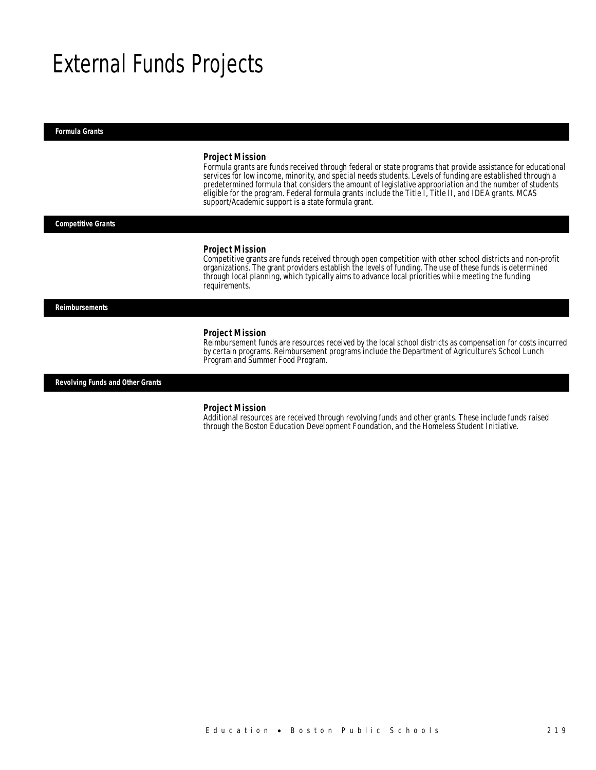# External Funds Projects

## Formula Grants

### Project Mission

Formula grants are funds received through federal or state programs that provide assistance for educational services for low income, minority, and special needs students. Levels of funding are established through a predetermined formula that considers the amount of legislative appropriation and the number of students eligible for the program. Federal formula grants include the Title I, Title II, and IDEA grants. MCAS support/Academic support is a state formula grant.

## Competitive Grants

### Project Mission

Competitive grants are funds received through open competition with other school districts and non-profit organizations. The grant providers establish the levels of funding. The use of these funds is determined through local planning, which typically aims to advance local priorities while meeting the funding requirements.

## Reimbursements

### Project Mission

Reimbursement funds are resources received by the local school districts as compensation for costs incurred by certain programs. Reimbursement programs include the Department of Agriculture's School Lunch Program and Summer Food Program.

## Revolving Funds and Other Grants

### Project Mission

Additional resources are received through revolving funds and other grants. These include funds raised through the Boston Education Development Foundation, and the Homeless Student Initiative.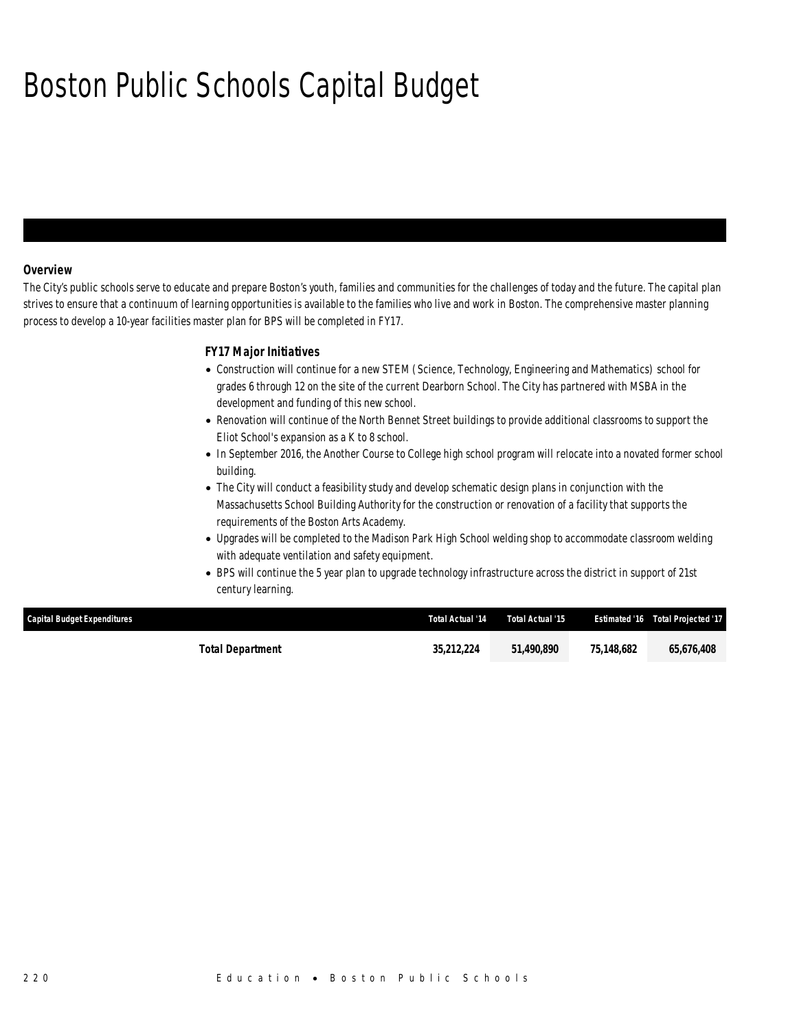# Boston Public Schools Capital Budget

### Overview

The City's public schools serve to educate and prepare Boston's youth, families and communities for the challenges of today and the future. The capital plan strives to ensure that a continuum of learning opportunities is available to the families who live and work in Boston. The comprehensive master planning process to develop a 10-year facilities master plan for BPS will be completed in FY17.

### FY17 Major Initiatives

- Construction will continue for a new STEM (Science, Technology, Engineering and Mathematics) school for grades 6 through 12 on the site of the current Dearborn School. The City has partnered with MSBA in the development and funding of this new school.
- Renovation will continue of the North Bennet Street buildings to provide additional classrooms to support the Eliot School's expansion as a K to 8 school.
- In September 2016, the Another Course to College high school program will relocate into a novated former school building.
- The City will conduct a feasibility study and develop schematic design plans in conjunction with the Massachusetts School Building Authority for the construction or renovation of a facility that supports the requirements of the Boston Arts Academy.
- Upgrades will be completed to the Madison Park High School welding shop to accommodate classroom welding with adequate ventilation and safety equipment.
- BPS will continue the 5 year plan to upgrade technology infrastructure across the district in support of 21st century learning.

| Capital Budget Expenditures | Total Actual '14 | Total Actual '15 | Estimated '16 | Total Projected '17 |
|---|---|---|---|---|
| Total Department | 35,212,224 | 51,490,890 | 75,148,682 | 65,676,408 |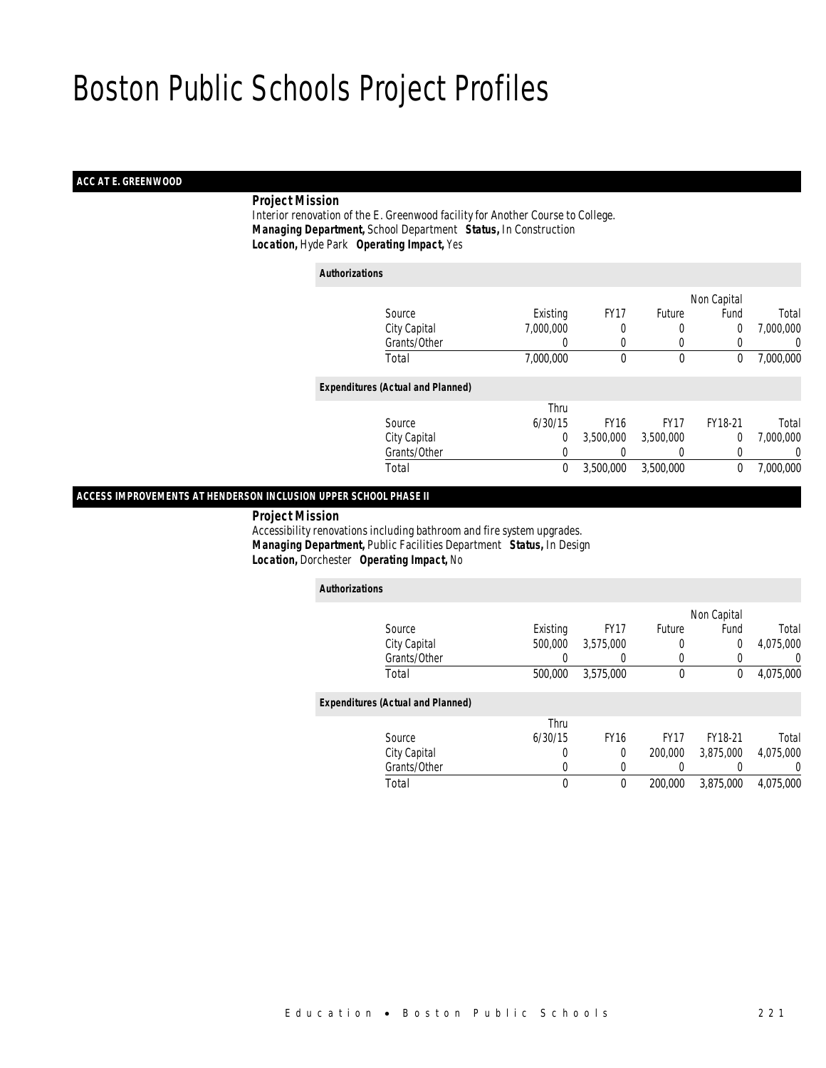# Boston Public Schools Project Profiles

## ACC AT E. GREENWOOD

***Project Mission***

Interior renovation of the E. Greenwood facility for Another Course to College.

***Managing Department,*** School Department ***Status,*** In Construction

***Location,*** Hyde Park ***Operating Impact,*** Yes

***Authorizations***

| Source | Existing | FY17 | Future | Non Capital Fund | Total |
|---|---|---|---|---|---|
| City Capital | 7,000,000 | 0 | 0 | 0 | 7,000,000 |
| Grants/Other | 0 | 0 | 0 | 0 | 0 |
| Total | 7,000,000 | 0 | 0 | 0 | 7,000,000 |

***Expenditures (Actual and Planned)***

| Source | Thru 6/30/15 | FY16 | FY17 | FY18-21 | Total |
|---|---|---|---|---|---|
| City Capital | 0 | 3,500,000 | 3,500,000 | 0 | 7,000,000 |
| Grants/Other | 0 | 0 | 0 | 0 | 0 |
| Total | 0 | 3,500,000 | 3,500,000 | 0 | 7,000,000 |

## ACCESS IMPROVEMENTS AT HENDERSON INCLUSION UPPER SCHOOL PHASE II

***Project Mission***

Accessibility renovations including bathroom and fire system upgrades.

***Managing Department,*** Public Facilities Department ***Status,*** In Design

***Location,*** Dorchester ***Operating Impact,*** No

***Authorizations***

| Source | Existing | FY17 | Future | Non Capital Fund | Total |
|---|---|---|---|---|---|
| City Capital | 500,000 | 3,575,000 | 0 | 0 | 4,075,000 |
| Grants/Other | 0 | 0 | 0 | 0 | 0 |
| Total | 500,000 | 3,575,000 | 0 | 0 | 4,075,000 |

***Expenditures (Actual and Planned)***

| Source | Thru 6/30/15 | FY16 | FY17 | FY18-21 | Total |
|---|---|---|---|---|---|
| City Capital | 0 | 0 | 200,000 | 3,875,000 | 4,075,000 |
| Grants/Other | 0 | 0 | 0 | 0 | 0 |
| Total | 0 | 0 | 200,000 | 3,875,000 | 4,075,000 |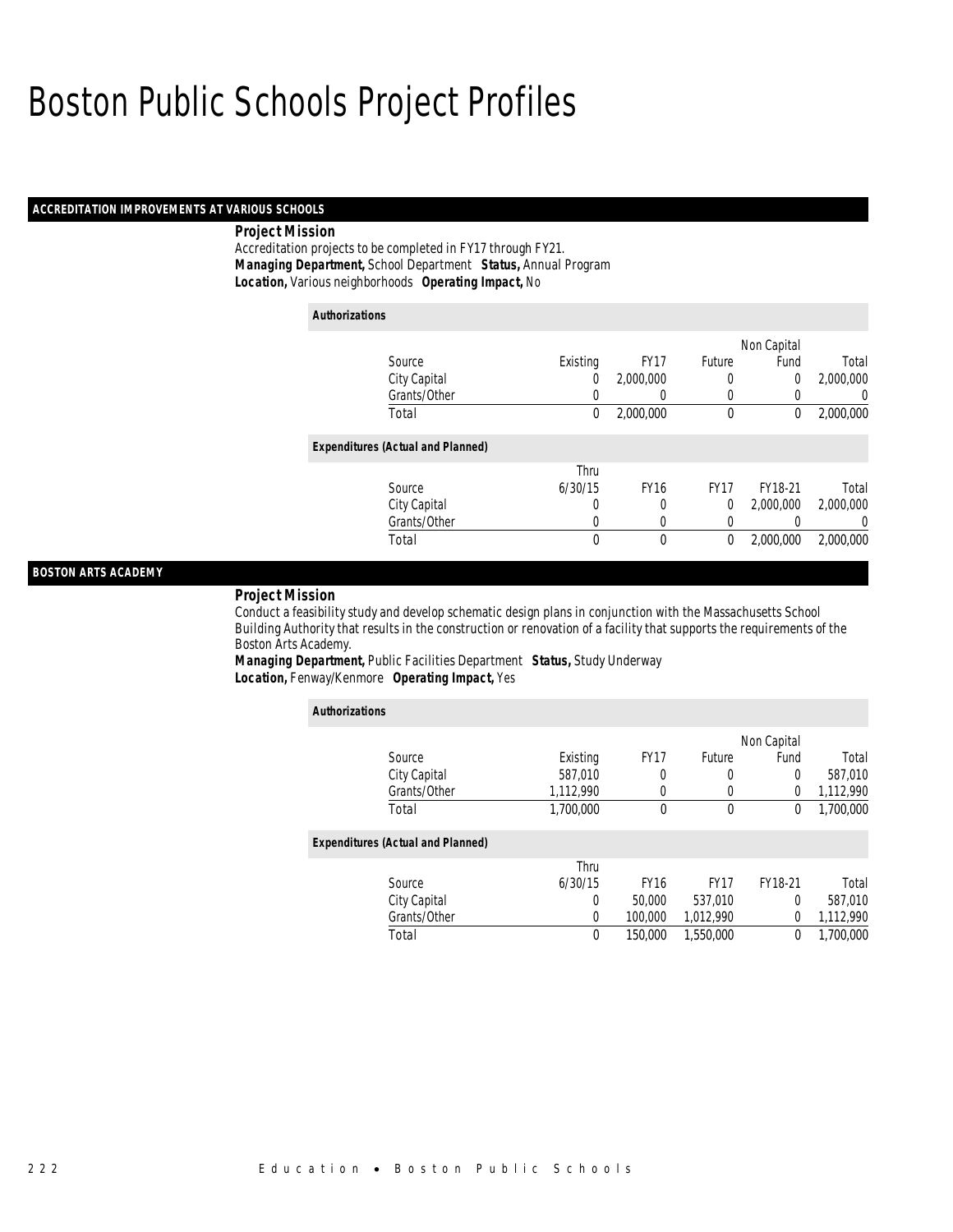# Boston Public Schools Project Profiles

## ACCREDITATION IMPROVEMENTS AT VARIOUS SCHOOLS

***Project Mission***

Accreditation projects to be completed in FY17 through FY21.

***Managing Department,*** School Department ***Status,*** Annual Program

***Location,*** Various neighborhoods ***Operating Impact,*** No

*Authorizations*

| Source | Existing | FY17 | Future | Non Capital Fund | Total |
|---|---|---|---|---|---|
| City Capital | 0 | 2,000,000 | 0 | 0 | 2,000,000 |
| Grants/Other | 0 | 0 | 0 | 0 | 0 |
| Total | 0 | 2,000,000 | 0 | 0 | 2,000,000 |

*Expenditures (Actual and Planned)*

| Source | Thru 6/30/15 | FY16 | FY17 | FY18-21 | Total |
|---|---|---|---|---|---|
| City Capital | 0 | 0 | 0 | 2,000,000 | 2,000,000 |
| Grants/Other | 0 | 0 | 0 | 0 | 0 |
| Total | 0 | 0 | 0 | 2,000,000 | 2,000,000 |

## BOSTON ARTS ACADEMY

***Project Mission***

Conduct a feasibility study and develop schematic design plans in conjunction with the Massachusetts School Building Authority that results in the construction or renovation of a facility that supports the requirements of the Boston Arts Academy.

***Managing Department,*** Public Facilities Department ***Status,*** Study Underway

***Location,*** Fenway/Kenmore ***Operating Impact,*** Yes

*Authorizations*

| Source | Existing | FY17 | Future | Non Capital Fund | Total |
|---|---|---|---|---|---|
| City Capital | 587,010 | 0 | 0 | 0 | 587,010 |
| Grants/Other | 1,112,990 | 0 | 0 | 0 | 1,112,990 |
| Total | 1,700,000 | 0 | 0 | 0 | 1,700,000 |

*Expenditures (Actual and Planned)*

| Source | Thru 6/30/15 | FY16 | FY17 | FY18-21 | Total |
|---|---|---|---|---|---|
| City Capital | 0 | 50,000 | 537,010 | 0 | 587,010 |
| Grants/Other | 0 | 100,000 | 1,012,990 | 0 | 1,112,990 |
| Total | 0 | 150,000 | 1,550,000 | 0 | 1,700,000 |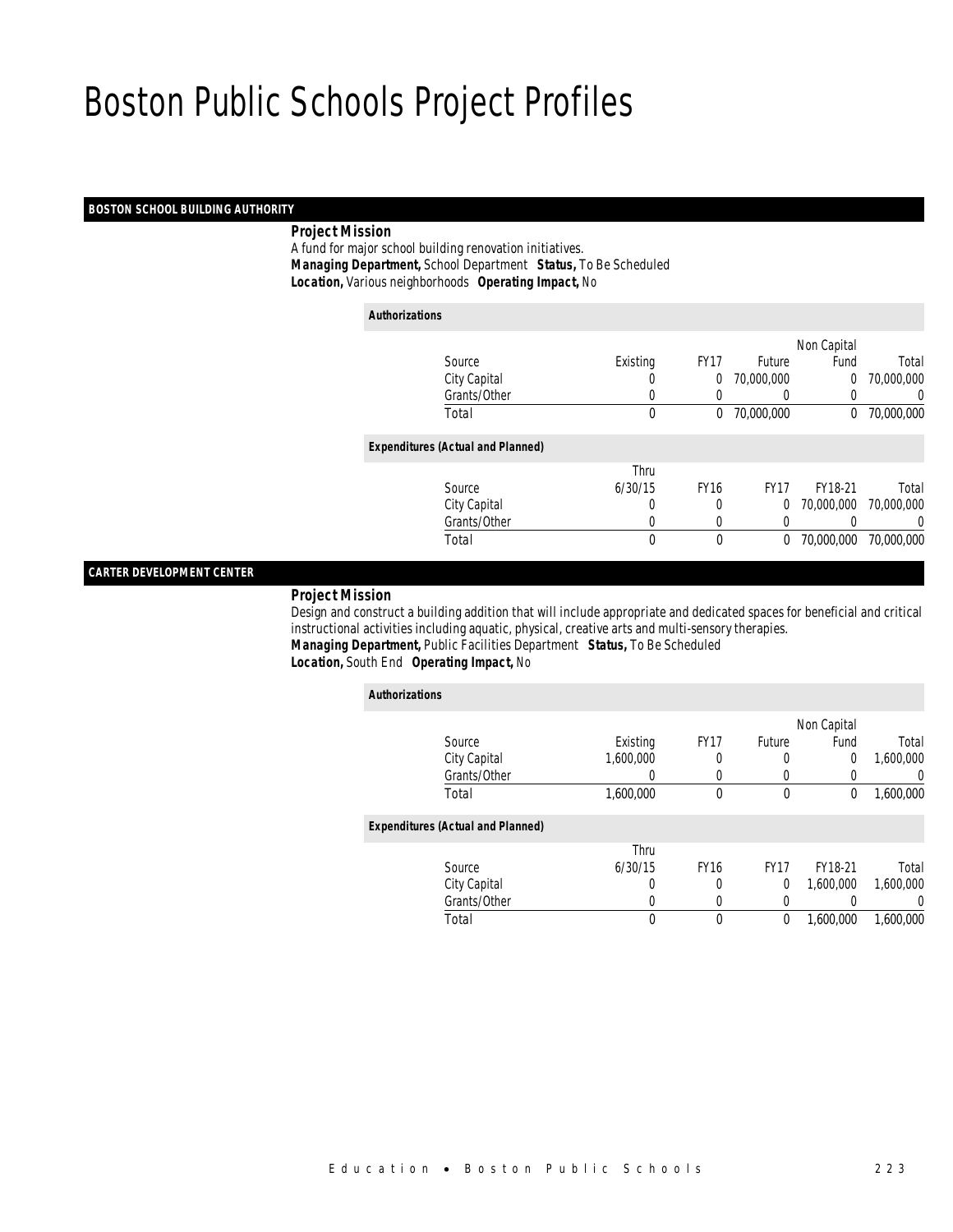# Boston Public Schools Project Profiles

## BOSTON SCHOOL BUILDING AUTHORITY

***Project Mission***

A fund for major school building renovation initiatives.

***Managing Department,*** School Department ***Status,*** To Be Scheduled

***Location,*** Various neighborhoods ***Operating Impact,*** No

***Authorizations***

| Source | Existing | FY17 | Future | Non Capital Fund | Total |
|---|---|---|---|---|---|
| City Capital | 0 | 0 | 70,000,000 | 0 | 70,000,000 |
| Grants/Other | 0 | 0 | 0 | 0 | 0 |
| Total | 0 | 0 | 70,000,000 | 0 | 70,000,000 |

***Expenditures (Actual and Planned)***

| Source | Thru 6/30/15 | FY16 | FY17 | FY18-21 | Total |
|---|---|---|---|---|---|
| City Capital | 0 | 0 | 0 | 70,000,000 | 70,000,000 |
| Grants/Other | 0 | 0 | 0 | 0 | 0 |
| Total | 0 | 0 | 0 | 70,000,000 | 70,000,000 |

## CARTER DEVELOPMENT CENTER

***Project Mission***

Design and construct a building addition that will include appropriate and dedicated spaces for beneficial and critical instructional activities including aquatic, physical, creative arts and multi-sensory therapies.

***Managing Department,*** Public Facilities Department ***Status,*** To Be Scheduled

***Location,*** South End ***Operating Impact,*** No

***Authorizations***

| Source | Existing | FY17 | Future | Non Capital Fund | Total |
|---|---|---|---|---|---|
| City Capital | 1,600,000 | 0 | 0 | 0 | 1,600,000 |
| Grants/Other | 0 | 0 | 0 | 0 | 0 |
| Total | 1,600,000 | 0 | 0 | 0 | 1,600,000 |

***Expenditures (Actual and Planned)***

| Source | Thru 6/30/15 | FY16 | FY17 | FY18-21 | Total |
|---|---|---|---|---|---|
| City Capital | 0 | 0 | 0 | 1,600,000 | 1,600,000 |
| Grants/Other | 0 | 0 | 0 | 0 | 0 |
| Total | 0 | 0 | 0 | 1,600,000 | 1,600,000 |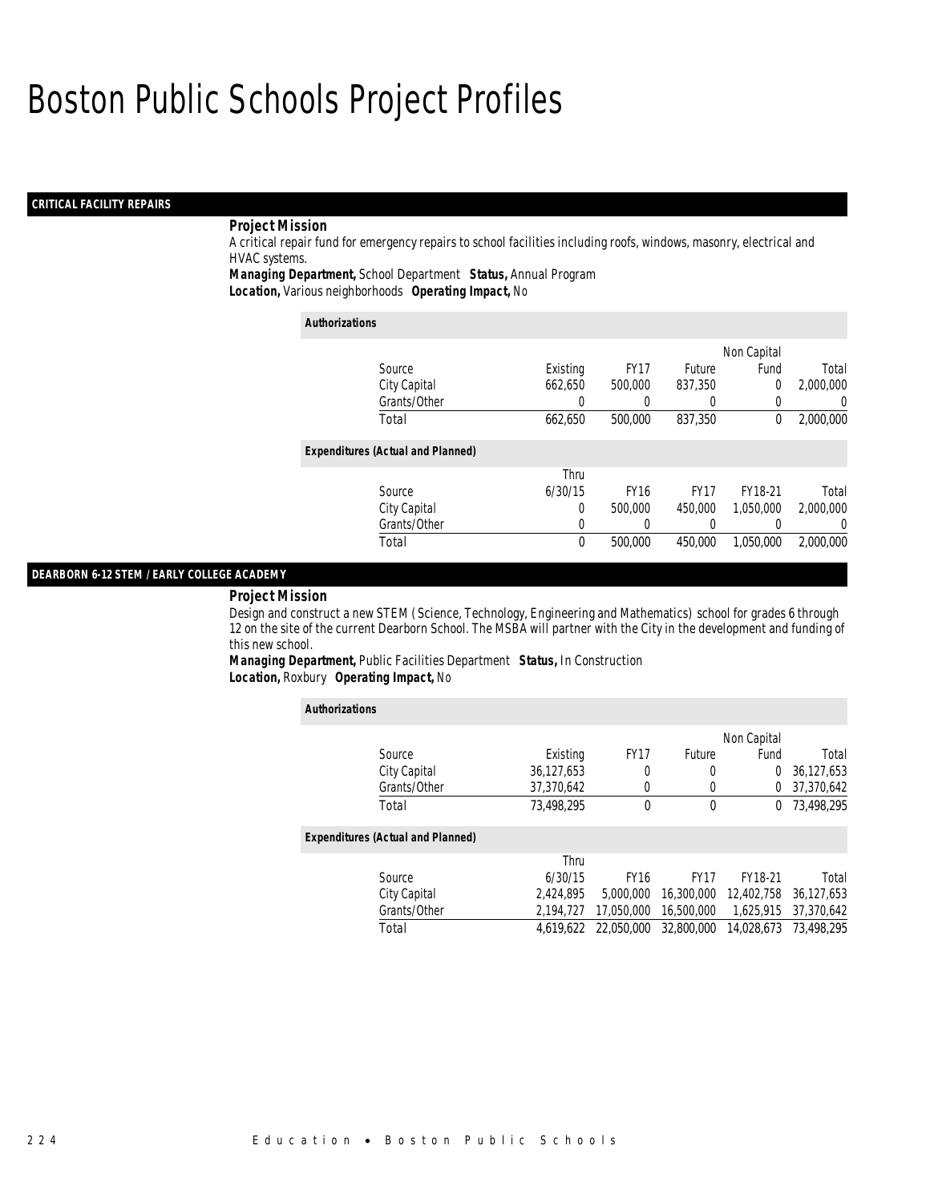# Boston Public Schools Project Profiles

## CRITICAL FACILITY REPAIRS

***Project Mission***

A critical repair fund for emergency repairs to school facilities including roofs, windows, masonry, electrical and HVAC systems.

***Managing Department,*** School Department ***Status,*** Annual Program
***Location,*** Various neighborhoods ***Operating Impact,*** No

*Authorizations*

| Source | Existing | FY17 | Future | Non Capital Fund | Total |
|---|---|---|---|---|---|
| City Capital | 662,650 | 500,000 | 837,350 | 0 | 2,000,000 |
| Grants/Other | 0 | 0 | 0 | 0 | 0 |
| Total | 662,650 | 500,000 | 837,350 | 0 | 2,000,000 |

*Expenditures (Actual and Planned)*

| Source | Thru 6/30/15 | FY16 | FY17 | FY18-21 | Total |
|---|---|---|---|---|---|
| City Capital | 0 | 500,000 | 450,000 | 1,050,000 | 2,000,000 |
| Grants/Other | 0 | 0 | 0 | 0 | 0 |
| Total | 0 | 500,000 | 450,000 | 1,050,000 | 2,000,000 |

## DEARBORN 6-12 STEM / EARLY COLLEGE ACADEMY

***Project Mission***

Design and construct a new STEM (Science, Technology, Engineering and Mathematics) school for grades 6 through 12 on the site of the current Dearborn School. The MSBA will partner with the City in the development and funding of this new school.

***Managing Department,*** Public Facilities Department ***Status,*** In Construction
***Location,*** Roxbury ***Operating Impact,*** No

*Authorizations*

| Source | Existing | FY17 | Future | Non Capital Fund | Total |
|---|---|---|---|---|---|
| City Capital | 36,127,653 | 0 | 0 | 0 | 36,127,653 |
| Grants/Other | 37,370,642 | 0 | 0 | 0 | 37,370,642 |
| Total | 73,498,295 | 0 | 0 | 0 | 73,498,295 |

*Expenditures (Actual and Planned)*

| Source | Thru 6/30/15 | FY16 | FY17 | FY18-21 | Total |
|---|---|---|---|---|---|
| City Capital | 2,424,895 | 5,000,000 | 16,300,000 | 12,402,758 | 36,127,653 |
| Grants/Other | 2,194,727 | 17,050,000 | 16,500,000 | 1,625,915 | 37,370,642 |
| Total | 4,619,622 | 22,050,000 | 32,800,000 | 14,028,673 | 73,498,295 |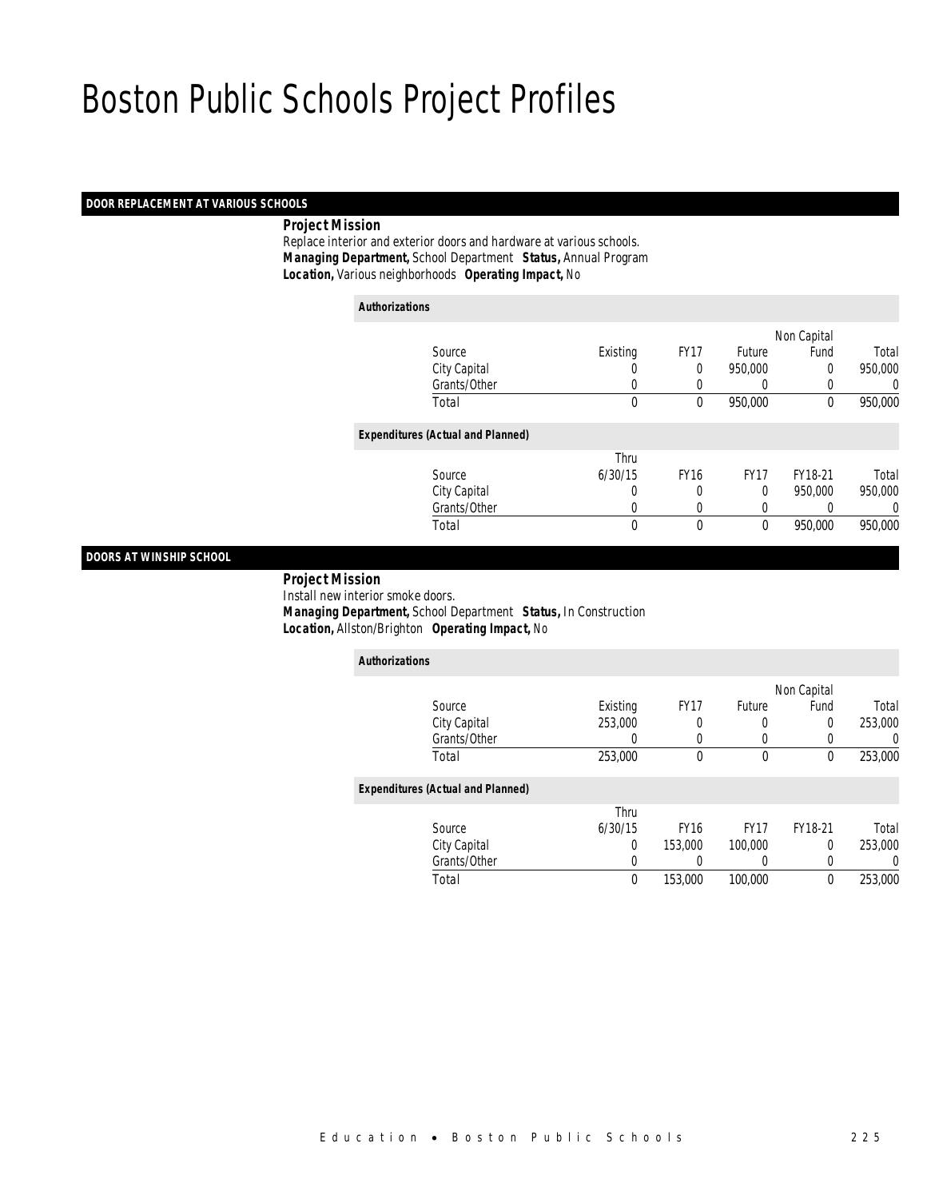# Boston Public Schools Project Profiles

## DOOR REPLACEMENT AT VARIOUS SCHOOLS

***Project Mission***

Replace interior and exterior doors and hardware at various schools.

***Managing Department,*** School Department ***Status,*** Annual Program

***Location,*** Various neighborhoods ***Operating Impact,*** No

***Authorizations***

| Source | Existing | FY17 | Future | Non Capital Fund | Total |
|---|---|---|---|---|---|
| City Capital | 0 | 0 | 950,000 | 0 | 950,000 |
| Grants/Other | 0 | 0 | 0 | 0 | 0 |
| Total | 0 | 0 | 950,000 | 0 | 950,000 |

***Expenditures (Actual and Planned)***

| Source | Thru 6/30/15 | FY16 | FY17 | FY18-21 | Total |
|---|---|---|---|---|---|
| City Capital | 0 | 0 | 0 | 950,000 | 950,000 |
| Grants/Other | 0 | 0 | 0 | 0 | 0 |
| Total | 0 | 0 | 0 | 950,000 | 950,000 |

## DOORS AT WINSHIP SCHOOL

***Project Mission***

Install new interior smoke doors.

***Managing Department,*** School Department ***Status,*** In Construction

***Location,*** Allston/Brighton ***Operating Impact,*** No

***Authorizations***

| Source | Existing | FY17 | Future | Non Capital Fund | Total |
|---|---|---|---|---|---|
| City Capital | 253,000 | 0 | 0 | 0 | 253,000 |
| Grants/Other | 0 | 0 | 0 | 0 | 0 |
| Total | 253,000 | 0 | 0 | 0 | 253,000 |

***Expenditures (Actual and Planned)***

| Source | Thru 6/30/15 | FY16 | FY17 | FY18-21 | Total |
|---|---|---|---|---|---|
| City Capital | 0 | 153,000 | 100,000 | 0 | 253,000 |
| Grants/Other | 0 | 0 | 0 | 0 | 0 |
| Total | 0 | 153,000 | 100,000 | 0 | 253,000 |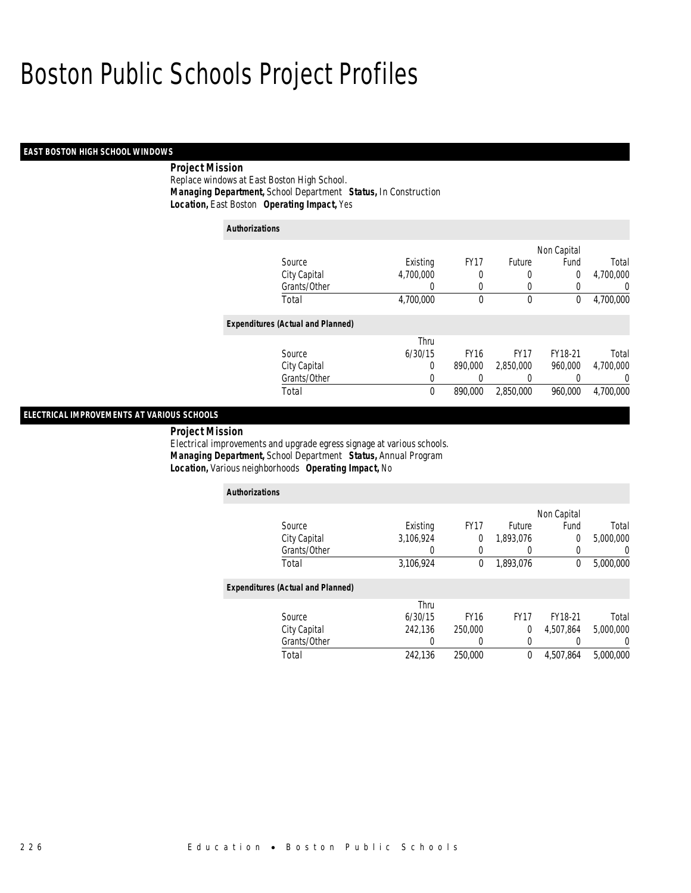# Boston Public Schools Project Profiles

## EAST BOSTON HIGH SCHOOL WINDOWS

**Project Mission**

Replace windows at East Boston High School.

**Managing Department,** School Department **Status,** In Construction

**Location,** East Boston **Operating Impact,** Yes

**Authorizations**

| Source | Existing | FY17 | Future | Non Capital Fund | Total |
|---|---|---|---|---|---|
| City Capital | 4,700,000 | 0 | 0 | 0 | 4,700,000 |
| Grants/Other | 0 | 0 | 0 | 0 | 0 |
| Total | 4,700,000 | 0 | 0 | 0 | 4,700,000 |

**Expenditures (Actual and Planned)**

| Source | Thru 6/30/15 | FY16 | FY17 | FY18-21 | Total |
|---|---|---|---|---|---|
| City Capital | 0 | 890,000 | 2,850,000 | 960,000 | 4,700,000 |
| Grants/Other | 0 | 0 | 0 | 0 | 0 |
| Total | 0 | 890,000 | 2,850,000 | 960,000 | 4,700,000 |

## ELECTRICAL IMPROVEMENTS AT VARIOUS SCHOOLS

**Project Mission**

Electrical improvements and upgrade egress signage at various schools.

**Managing Department,** School Department **Status,** Annual Program

**Location,** Various neighborhoods **Operating Impact,** No

**Authorizations**

| Source | Existing | FY17 | Future | Non Capital Fund | Total |
|---|---|---|---|---|---|
| City Capital | 3,106,924 | 0 | 1,893,076 | 0 | 5,000,000 |
| Grants/Other | 0 | 0 | 0 | 0 | 0 |
| Total | 3,106,924 | 0 | 1,893,076 | 0 | 5,000,000 |

**Expenditures (Actual and Planned)**

| Source | Thru 6/30/15 | FY16 | FY17 | FY18-21 | Total |
|---|---|---|---|---|---|
| City Capital | 242,136 | 250,000 | 0 | 4,507,864 | 5,000,000 |
| Grants/Other | 0 | 0 | 0 | 0 | 0 |
| Total | 242,136 | 250,000 | 0 | 4,507,864 | 5,000,000 |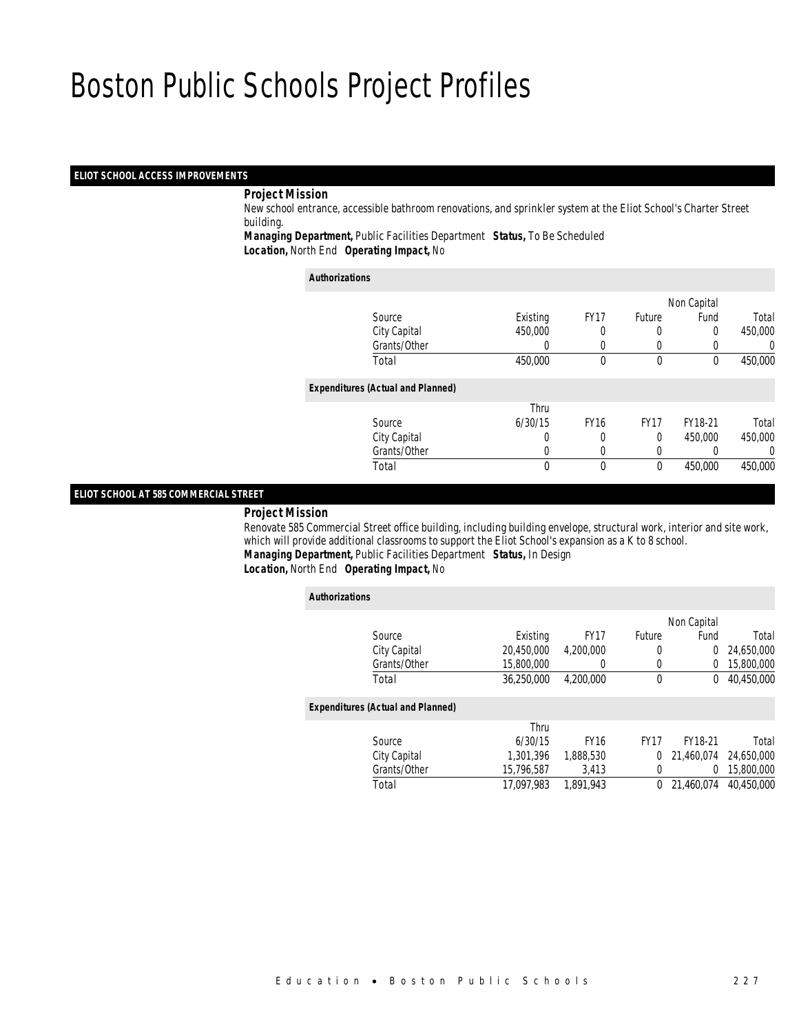# Boston Public Schools Project Profiles

## ELIOT SCHOOL ACCESS IMPROVEMENTS

***Project Mission***

New school entrance, accessible bathroom renovations, and sprinkler system at the Eliot School's Charter Street building.

***Managing Department,*** Public Facilities Department ***Status,*** To Be Scheduled
***Location,*** North End ***Operating Impact,*** No

***Authorizations***

| Source | Existing | FY17 | Future | Non Capital Fund | Total |
|---|---|---|---|---|---|
| City Capital | 450,000 | 0 | 0 | 0 | 450,000 |
| Grants/Other | 0 | 0 | 0 | 0 | 0 |
| Total | 450,000 | 0 | 0 | 0 | 450,000 |

***Expenditures (Actual and Planned)***

| Source | Thru 6/30/15 | FY16 | FY17 | FY18-21 | Total |
|---|---|---|---|---|---|
| City Capital | 0 | 0 | 0 | 450,000 | 450,000 |
| Grants/Other | 0 | 0 | 0 | 0 | 0 |
| Total | 0 | 0 | 0 | 450,000 | 450,000 |

## ELIOT SCHOOL AT 585 COMMERCIAL STREET

***Project Mission***

Renovate 585 Commercial Street office building, including building envelope, structural work, interior and site work, which will provide additional classrooms to support the Eliot School's expansion as a K to 8 school.

***Managing Department,*** Public Facilities Department ***Status,*** In Design
***Location,*** North End ***Operating Impact,*** No

***Authorizations***

| Source | Existing | FY17 | Future | Non Capital Fund | Total |
|---|---|---|---|---|---|
| City Capital | 20,450,000 | 4,200,000 | 0 | 0 | 24,650,000 |
| Grants/Other | 15,800,000 | 0 | 0 | 0 | 15,800,000 |
| Total | 36,250,000 | 4,200,000 | 0 | 0 | 40,450,000 |

***Expenditures (Actual and Planned)***

| Source | Thru 6/30/15 | FY16 | FY17 | FY18-21 | Total |
|---|---|---|---|---|---|
| City Capital | 1,301,396 | 1,888,530 | 0 | 21,460,074 | 24,650,000 |
| Grants/Other | 15,796,587 | 3,413 | 0 | 0 | 15,800,000 |
| Total | 17,097,983 | 1,891,943 | 0 | 21,460,074 | 40,450,000 |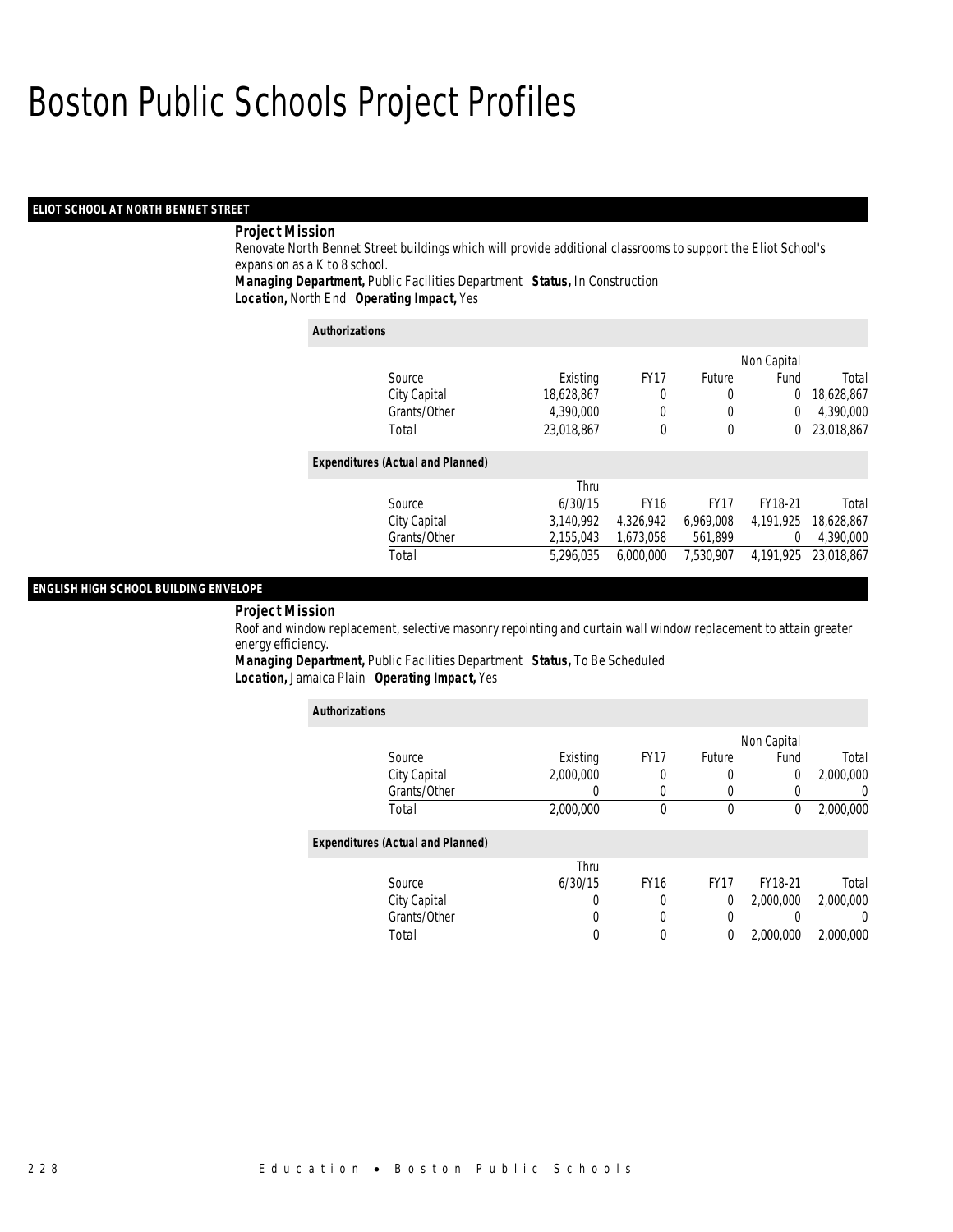# Boston Public Schools Project Profiles

## ELIOT SCHOOL AT NORTH BENNET STREET

***Project Mission***

Renovate North Bennet Street buildings which will provide additional classrooms to support the Eliot School's expansion as a K to 8 school.

***Managing Department,*** Public Facilities Department ***Status,*** In Construction

***Location,*** North End ***Operating Impact,*** Yes

***Authorizations***

| Source | Existing | FY17 | Future | Non Capital Fund | Total |
|---|---|---|---|---|---|
| City Capital | 18,628,867 | 0 | 0 | 0 | 18,628,867 |
| Grants/Other | 4,390,000 | 0 | 0 | 0 | 4,390,000 |
| Total | 23,018,867 | 0 | 0 | 0 | 23,018,867 |

***Expenditures (Actual and Planned)***

| Source | Thru 6/30/15 | FY16 | FY17 | FY18-21 | Total |
|---|---|---|---|---|---|
| City Capital | 3,140,992 | 4,326,942 | 6,969,008 | 4,191,925 | 18,628,867 |
| Grants/Other | 2,155,043 | 1,673,058 | 561,899 | 0 | 4,390,000 |
| Total | 5,296,035 | 6,000,000 | 7,530,907 | 4,191,925 | 23,018,867 |

## ENGLISH HIGH SCHOOL BUILDING ENVELOPE

***Project Mission***

Roof and window replacement, selective masonry repointing and curtain wall window replacement to attain greater energy efficiency.

***Managing Department,*** Public Facilities Department ***Status,*** To Be Scheduled

***Location,*** Jamaica Plain ***Operating Impact,*** Yes

***Authorizations***

| Source | Existing | FY17 | Future | Non Capital Fund | Total |
|---|---|---|---|---|---|
| City Capital | 2,000,000 | 0 | 0 | 0 | 2,000,000 |
| Grants/Other | 0 | 0 | 0 | 0 | 0 |
| Total | 2,000,000 | 0 | 0 | 0 | 2,000,000 |

***Expenditures (Actual and Planned)***

| Source | Thru 6/30/15 | FY16 | FY17 | FY18-21 | Total |
|---|---|---|---|---|---|
| City Capital | 0 | 0 | 0 | 2,000,000 | 2,000,000 |
| Grants/Other | 0 | 0 | 0 | 0 | 0 |
| Total | 0 | 0 | 0 | 2,000,000 | 2,000,000 |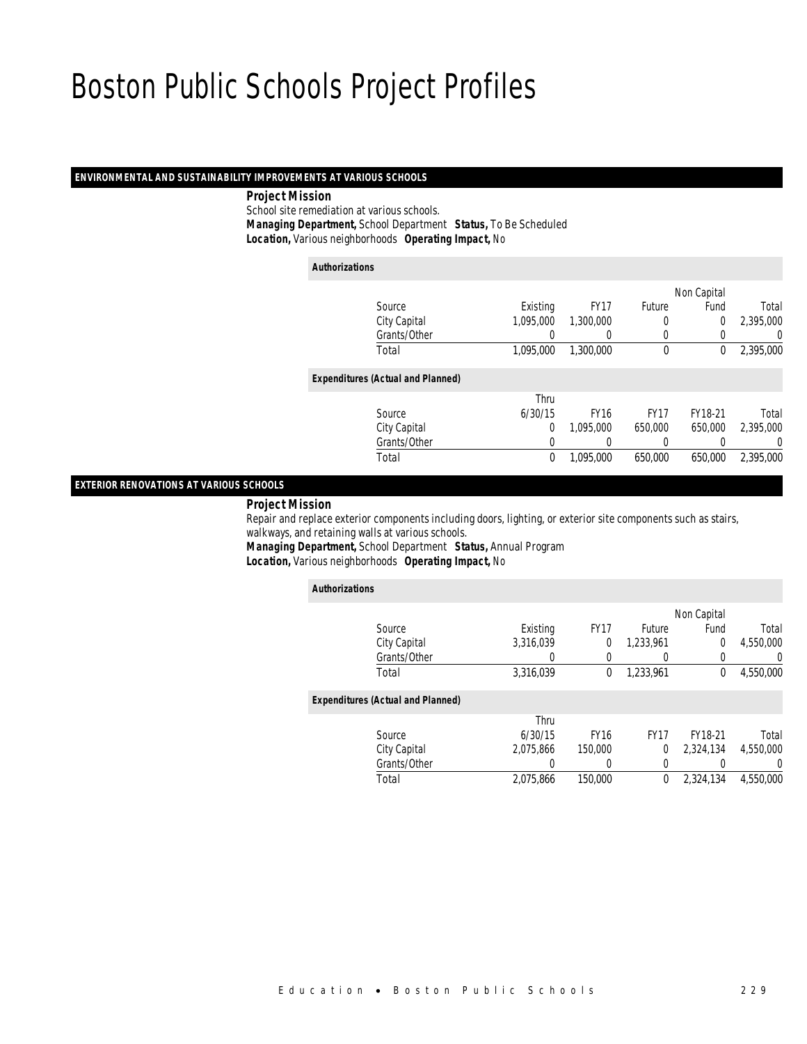# Boston Public Schools Project Profiles

## ENVIRONMENTAL AND SUSTAINABILITY IMPROVEMENTS AT VARIOUS SCHOOLS

***Project Mission***

School site remediation at various schools.

***Managing Department,*** School Department ***Status,*** To Be Scheduled

***Location,*** Various neighborhoods ***Operating Impact,*** No

***Authorizations***

| Source | Existing | FY17 | Future | Non Capital Fund | Total |
|---|---|---|---|---|---|
| City Capital | 1,095,000 | 1,300,000 | 0 | 0 | 2,395,000 |
| Grants/Other | 0 | 0 | 0 | 0 | 0 |
| Total | 1,095,000 | 1,300,000 | 0 | 0 | 2,395,000 |

***Expenditures (Actual and Planned)***

| Source | Thru 6/30/15 | FY16 | FY17 | FY18-21 | Total |
|---|---|---|---|---|---|
| City Capital | 0 | 1,095,000 | 650,000 | 650,000 | 2,395,000 |
| Grants/Other | 0 | 0 | 0 | 0 | 0 |
| Total | 0 | 1,095,000 | 650,000 | 650,000 | 2,395,000 |

## EXTERIOR RENOVATIONS AT VARIOUS SCHOOLS

***Project Mission***

Repair and replace exterior components including doors, lighting, or exterior site components such as stairs, walkways, and retaining walls at various schools.

***Managing Department,*** School Department ***Status,*** Annual Program

***Location,*** Various neighborhoods ***Operating Impact,*** No

***Authorizations***

| Source | Existing | FY17 | Future | Non Capital Fund | Total |
|---|---|---|---|---|---|
| City Capital | 3,316,039 | 0 | 1,233,961 | 0 | 4,550,000 |
| Grants/Other | 0 | 0 | 0 | 0 | 0 |
| Total | 3,316,039 | 0 | 1,233,961 | 0 | 4,550,000 |

***Expenditures (Actual and Planned)***

| Source | Thru 6/30/15 | FY16 | FY17 | FY18-21 | Total |
|---|---|---|---|---|---|
| City Capital | 2,075,866 | 150,000 | 0 | 2,324,134 | 4,550,000 |
| Grants/Other | 0 | 0 | 0 | 0 | 0 |
| Total | 2,075,866 | 150,000 | 0 | 2,324,134 | 4,550,000 |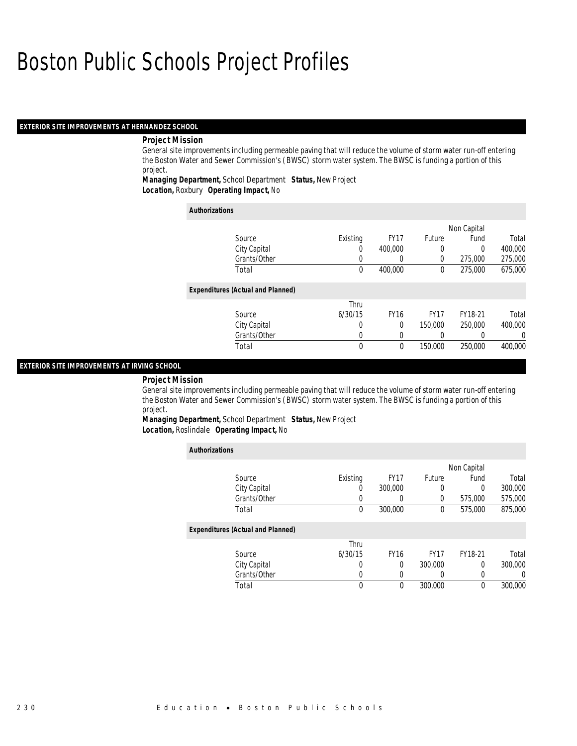# Boston Public Schools Project Profiles

## EXTERIOR SITE IMPROVEMENTS AT HERNANDEZ SCHOOL

***Project Mission***

General site improvements including permeable paving that will reduce the volume of storm water run-off entering the Boston Water and Sewer Commission's (BWSC) storm water system. The BWSC is funding a portion of this project.

***Managing Department,*** School Department ***Status,*** New Project
***Location,*** Roxbury ***Operating Impact,*** No

***Authorizations***

| Source | Existing | FY17 | Future | Non Capital Fund | Total |
|---|---|---|---|---|---|
| City Capital | 0 | 400,000 | 0 | 0 | 400,000 |
| Grants/Other | 0 | 0 | 0 | 275,000 | 275,000 |
| Total | 0 | 400,000 | 0 | 275,000 | 675,000 |

***Expenditures (Actual and Planned)***

| Source | Thru 6/30/15 | FY16 | FY17 | FY18-21 | Total |
|---|---|---|---|---|---|
| City Capital | 0 | 0 | 150,000 | 250,000 | 400,000 |
| Grants/Other | 0 | 0 | 0 | 0 | 0 |
| Total | 0 | 0 | 150,000 | 250,000 | 400,000 |

## EXTERIOR SITE IMPROVEMENTS AT IRVING SCHOOL

***Project Mission***

General site improvements including permeable paving that will reduce the volume of storm water run-off entering the Boston Water and Sewer Commission's (BWSC) storm water system. The BWSC is funding a portion of this project.

***Managing Department,*** School Department ***Status,*** New Project
***Location,*** Roslindale ***Operating Impact,*** No

***Authorizations***

| Source | Existing | FY17 | Future | Non Capital Fund | Total |
|---|---|---|---|---|---|
| City Capital | 0 | 300,000 | 0 | 0 | 300,000 |
| Grants/Other | 0 | 0 | 0 | 575,000 | 575,000 |
| Total | 0 | 300,000 | 0 | 575,000 | 875,000 |

***Expenditures (Actual and Planned)***

| Source | Thru 6/30/15 | FY16 | FY17 | FY18-21 | Total |
|---|---|---|---|---|---|
| City Capital | 0 | 0 | 300,000 | 0 | 300,000 |
| Grants/Other | 0 | 0 | 0 | 0 | 0 |
| Total | 0 | 0 | 300,000 | 0 | 300,000 |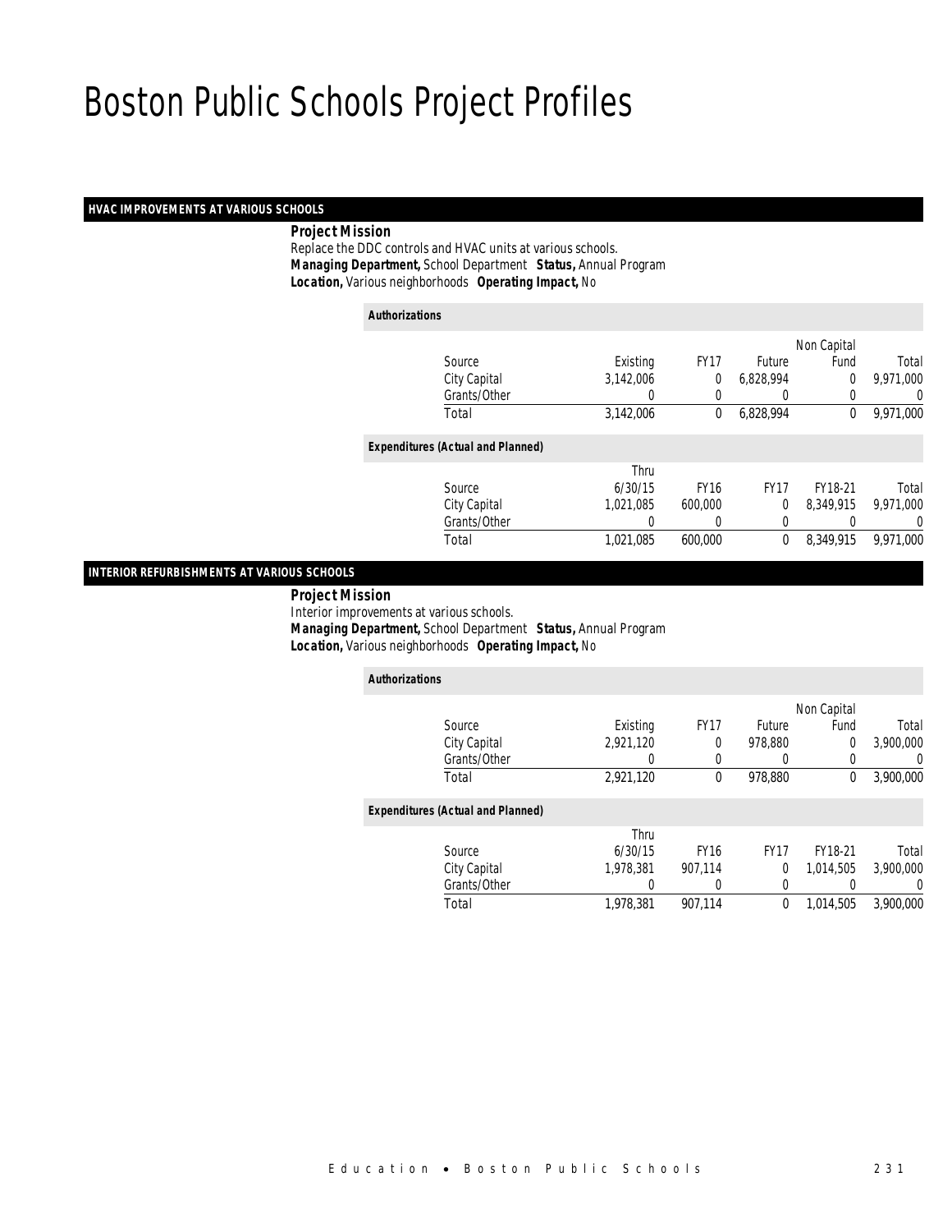# Boston Public Schools Project Profiles

## HVAC IMPROVEMENTS AT VARIOUS SCHOOLS

***Project Mission***

Replace the DDC controls and HVAC units at various schools.

***Managing Department,*** School Department ***Status,*** Annual Program

***Location,*** Various neighborhoods ***Operating Impact,*** No

***Authorizations***

| Source | Existing | FY17 | Future | Non Capital Fund | Total |
|---|---|---|---|---|---|
| City Capital | 3,142,006 | 0 | 6,828,994 | 0 | 9,971,000 |
| Grants/Other | 0 | 0 | 0 | 0 | 0 |
| Total | 3,142,006 | 0 | 6,828,994 | 0 | 9,971,000 |

***Expenditures (Actual and Planned)***

| Source | Thru 6/30/15 | FY16 | FY17 | FY18-21 | Total |
|---|---|---|---|---|---|
| City Capital | 1,021,085 | 600,000 | 0 | 8,349,915 | 9,971,000 |
| Grants/Other | 0 | 0 | 0 | 0 | 0 |
| Total | 1,021,085 | 600,000 | 0 | 8,349,915 | 9,971,000 |

## INTERIOR REFURBISHMENTS AT VARIOUS SCHOOLS

***Project Mission***

Interior improvements at various schools.

***Managing Department,*** School Department ***Status,*** Annual Program

***Location,*** Various neighborhoods ***Operating Impact,*** No

***Authorizations***

| Source | Existing | FY17 | Future | Non Capital Fund | Total |
|---|---|---|---|---|---|
| City Capital | 2,921,120 | 0 | 978,880 | 0 | 3,900,000 |
| Grants/Other | 0 | 0 | 0 | 0 | 0 |
| Total | 2,921,120 | 0 | 978,880 | 0 | 3,900,000 |

***Expenditures (Actual and Planned)***

| Source | Thru 6/30/15 | FY16 | FY17 | FY18-21 | Total |
|---|---|---|---|---|---|
| City Capital | 1,978,381 | 907,114 | 0 | 1,014,505 | 3,900,000 |
| Grants/Other | 0 | 0 | 0 | 0 | 0 |
| Total | 1,978,381 | 907,114 | 0 | 1,014,505 | 3,900,000 |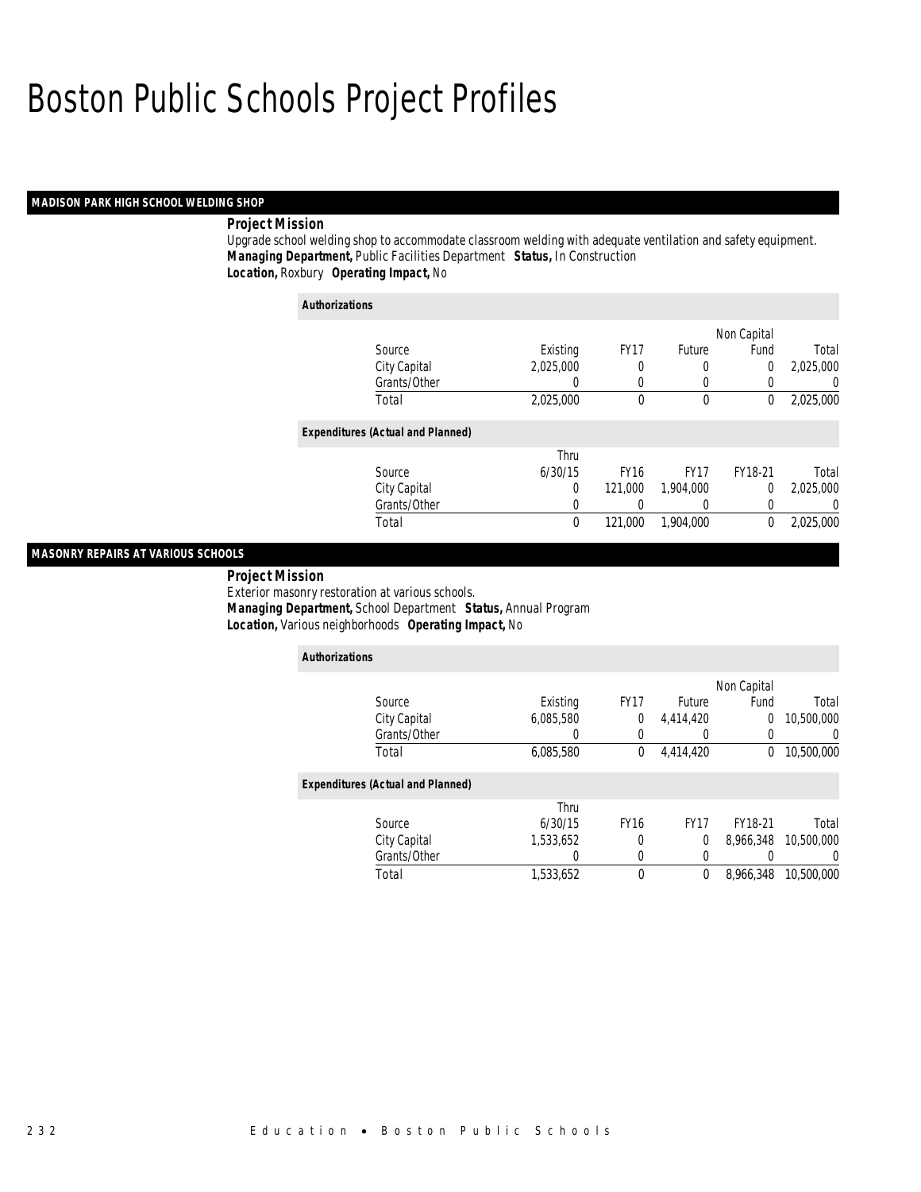# Boston Public Schools Project Profiles

## MADISON PARK HIGH SCHOOL WELDING SHOP

**Project Mission**

Upgrade school welding shop to accommodate classroom welding with adequate ventilation and safety equipment.

***Managing Department,*** Public Facilities Department ***Status,*** In Construction

***Location,*** Roxbury ***Operating Impact,*** No

***Authorizations***

| Source | Existing | FY17 | Future | Non Capital Fund | Total |
|---|---|---|---|---|---|
| City Capital | 2,025,000 | 0 | 0 | 0 | 2,025,000 |
| Grants/Other | 0 | 0 | 0 | 0 | 0 |
| Total | 2,025,000 | 0 | 0 | 0 | 2,025,000 |

***Expenditures (Actual and Planned)***

| Source | Thru 6/30/15 | FY16 | FY17 | FY18-21 | Total |
|---|---|---|---|---|---|
| City Capital | 0 | 121,000 | 1,904,000 | 0 | 2,025,000 |
| Grants/Other | 0 | 0 | 0 | 0 | 0 |
| Total | 0 | 121,000 | 1,904,000 | 0 | 2,025,000 |

## MASONRY REPAIRS AT VARIOUS SCHOOLS

**Project Mission**

Exterior masonry restoration at various schools.

***Managing Department,*** School Department ***Status,*** Annual Program

***Location,*** Various neighborhoods ***Operating Impact,*** No

***Authorizations***

| Source | Existing | FY17 | Future | Non Capital Fund | Total |
|---|---|---|---|---|---|
| City Capital | 6,085,580 | 0 | 4,414,420 | 0 | 10,500,000 |
| Grants/Other | 0 | 0 | 0 | 0 | 0 |
| Total | 6,085,580 | 0 | 4,414,420 | 0 | 10,500,000 |

***Expenditures (Actual and Planned)***

| Source | Thru 6/30/15 | FY16 | FY17 | FY18-21 | Total |
|---|---|---|---|---|---|
| City Capital | 1,533,652 | 0 | 0 | 8,966,348 | 10,500,000 |
| Grants/Other | 0 | 0 | 0 | 0 | 0 |
| Total | 1,533,652 | 0 | 0 | 8,966,348 | 10,500,000 |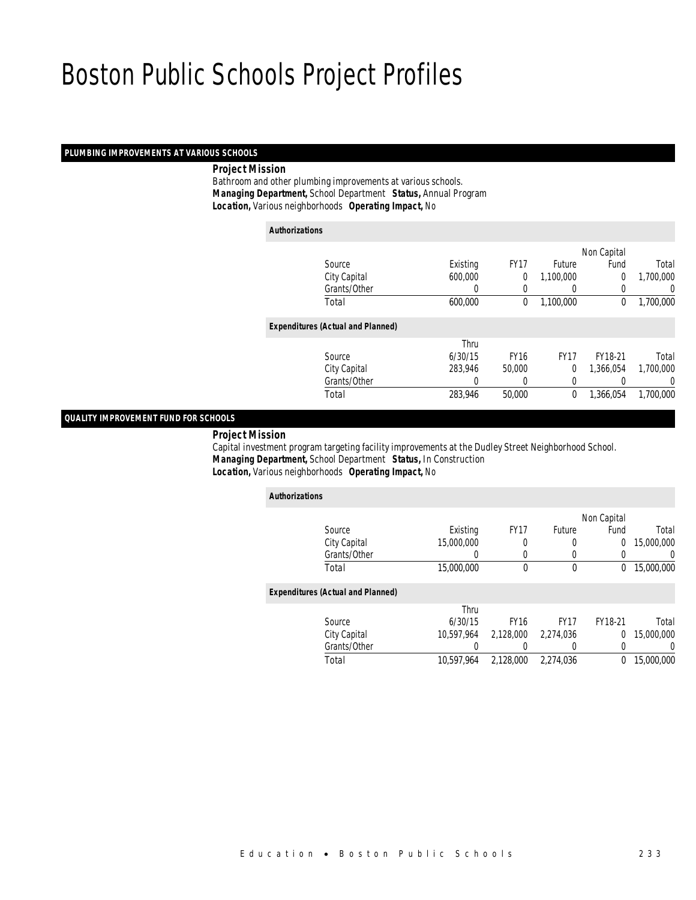# Boston Public Schools Project Profiles

## PLUMBING IMPROVEMENTS AT VARIOUS SCHOOLS

**Project Mission**

Bathroom and other plumbing improvements at various schools.

***Managing Department,*** School Department ***Status,*** Annual Program

***Location,*** Various neighborhoods ***Operating Impact,*** No

**Authorizations**

| Source | Existing | FY17 | Future | Non Capital Fund | Total |
|---|---|---|---|---|---|
| City Capital | 600,000 | 0 | 1,100,000 | 0 | 1,700,000 |
| Grants/Other | 0 | 0 | 0 | 0 | 0 |
| Total | 600,000 | 0 | 1,100,000 | 0 | 1,700,000 |

**Expenditures (Actual and Planned)**

| Source | Thru 6/30/15 | FY16 | FY17 | FY18-21 | Total |
|---|---|---|---|---|---|
| City Capital | 283,946 | 50,000 | 0 | 1,366,054 | 1,700,000 |
| Grants/Other | 0 | 0 | 0 | 0 | 0 |
| Total | 283,946 | 50,000 | 0 | 1,366,054 | 1,700,000 |

## QUALITY IMPROVEMENT FUND FOR SCHOOLS

**Project Mission**

Capital investment program targeting facility improvements at the Dudley Street Neighborhood School.

***Managing Department,*** School Department ***Status,*** In Construction

***Location,*** Various neighborhoods ***Operating Impact,*** No

**Authorizations**

| Source | Existing | FY17 | Future | Non Capital Fund | Total |
|---|---|---|---|---|---|
| City Capital | 15,000,000 | 0 | 0 | 0 | 15,000,000 |
| Grants/Other | 0 | 0 | 0 | 0 | 0 |
| Total | 15,000,000 | 0 | 0 | 0 | 15,000,000 |

**Expenditures (Actual and Planned)**

| Source | Thru 6/30/15 | FY16 | FY17 | FY18-21 | Total |
|---|---|---|---|---|---|
| City Capital | 10,597,964 | 2,128,000 | 2,274,036 | 0 | 15,000,000 |
| Grants/Other | 0 | 0 | 0 | 0 | 0 |
| Total | 10,597,964 | 2,128,000 | 2,274,036 | 0 | 15,000,000 |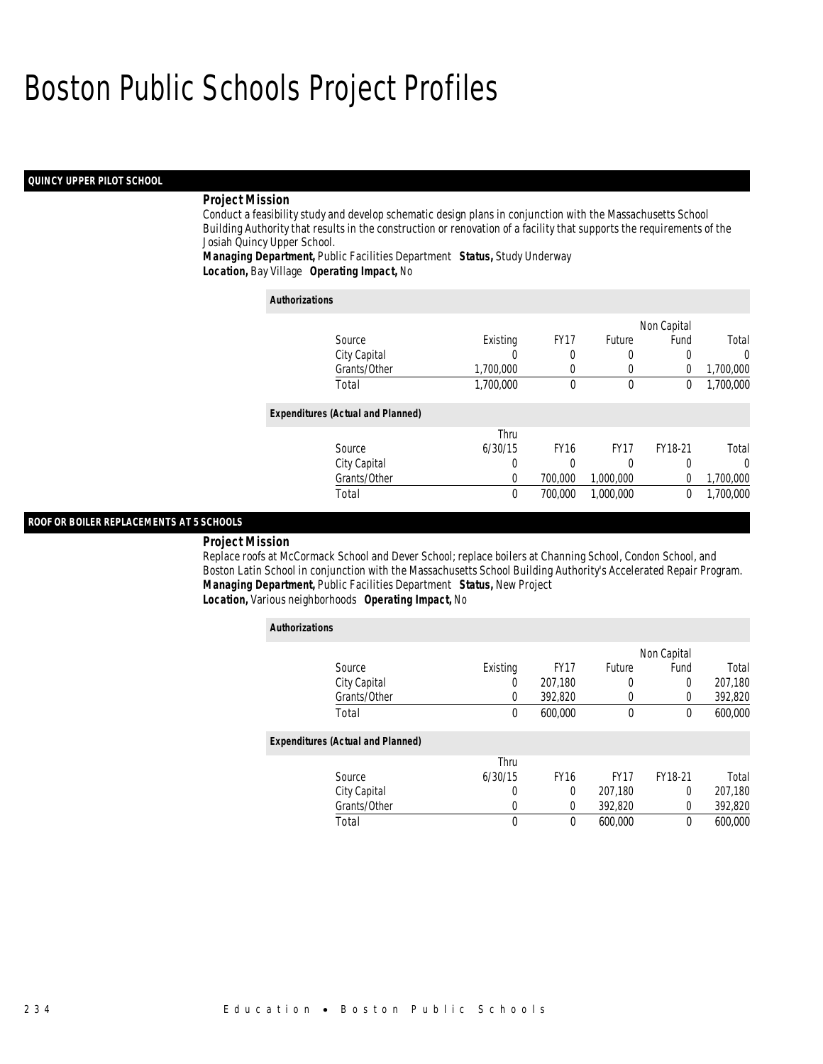# Boston Public Schools Project Profiles

## QUINCY UPPER PILOT SCHOOL

***Project Mission***

Conduct a feasibility study and develop schematic design plans in conjunction with the Massachusetts School Building Authority that results in the construction or renovation of a facility that supports the requirements of the Josiah Quincy Upper School.

***Managing Department,*** Public Facilities Department ***Status,*** Study Underway

***Location,*** Bay Village ***Operating Impact,*** No

***Authorizations***

| Source | Existing | FY17 | Future | Non Capital Fund | Total |
|---|---|---|---|---|---|
| City Capital | 0 | 0 | 0 | 0 | 0 |
| Grants/Other | 1,700,000 | 0 | 0 | 0 | 1,700,000 |
| Total | 1,700,000 | 0 | 0 | 0 | 1,700,000 |

***Expenditures (Actual and Planned)***

| Source | Thru 6/30/15 | FY16 | FY17 | FY18-21 | Total |
|---|---|---|---|---|---|
| City Capital | 0 | 0 | 0 | 0 | 0 |
| Grants/Other | 0 | 700,000 | 1,000,000 | 0 | 1,700,000 |
| Total | 0 | 700,000 | 1,000,000 | 0 | 1,700,000 |

## ROOF OR BOILER REPLACEMENTS AT 5 SCHOOLS

***Project Mission***

Replace roofs at McCormack School and Dever School; replace boilers at Channing School, Condon School, and Boston Latin School in conjunction with the Massachusetts School Building Authority's Accelerated Repair Program.

***Managing Department,*** Public Facilities Department ***Status,*** New Project

***Location,*** Various neighborhoods ***Operating Impact,*** No

***Authorizations***

| Source | Existing | FY17 | Future | Non Capital Fund | Total |
|---|---|---|---|---|---|
| City Capital | 0 | 207,180 | 0 | 0 | 207,180 |
| Grants/Other | 0 | 392,820 | 0 | 0 | 392,820 |
| Total | 0 | 600,000 | 0 | 0 | 600,000 |

***Expenditures (Actual and Planned)***

| Source | Thru 6/30/15 | FY16 | FY17 | FY18-21 | Total |
|---|---|---|---|---|---|
| City Capital | 0 | 0 | 207,180 | 0 | 207,180 |
| Grants/Other | 0 | 0 | 392,820 | 0 | 392,820 |
| Total | 0 | 0 | 600,000 | 0 | 600,000 |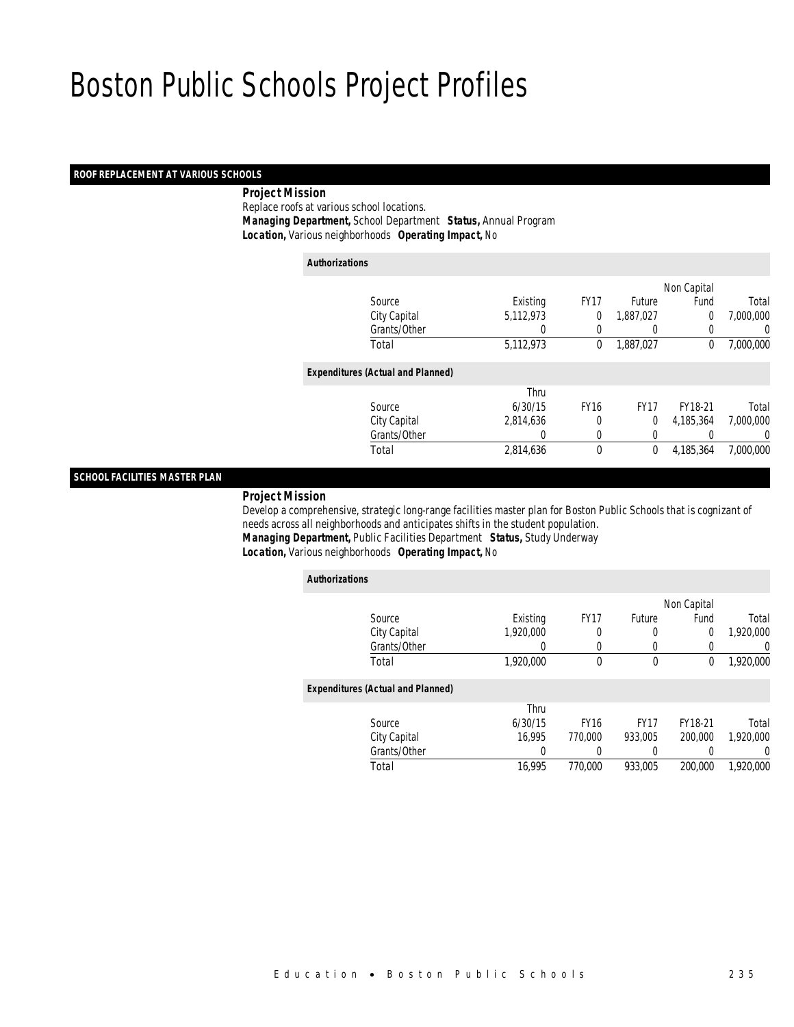# Boston Public Schools Project Profiles

## ROOF REPLACEMENT AT VARIOUS SCHOOLS

***Project Mission***

Replace roofs at various school locations.

***Managing Department,*** School Department ***Status,*** Annual Program

***Location,*** Various neighborhoods ***Operating Impact,*** No

***Authorizations***

| Source | Existing | FY17 | Future | Non Capital Fund | Total |
|---|---|---|---|---|---|
| City Capital | 5,112,973 | 0 | 1,887,027 | 0 | 7,000,000 |
| Grants/Other | 0 | 0 | 0 | 0 | 0 |
| Total | 5,112,973 | 0 | 1,887,027 | 0 | 7,000,000 |

***Expenditures (Actual and Planned)***

| Source | Thru 6/30/15 | FY16 | FY17 | FY18-21 | Total |
|---|---|---|---|---|---|
| City Capital | 2,814,636 | 0 | 0 | 4,185,364 | 7,000,000 |
| Grants/Other | 0 | 0 | 0 | 0 | 0 |
| Total | 2,814,636 | 0 | 0 | 4,185,364 | 7,000,000 |

## SCHOOL FACILITIES MASTER PLAN

***Project Mission***

Develop a comprehensive, strategic long-range facilities master plan for Boston Public Schools that is cognizant of needs across all neighborhoods and anticipates shifts in the student population.

***Managing Department,*** Public Facilities Department ***Status,*** Study Underway

***Location,*** Various neighborhoods ***Operating Impact,*** No

***Authorizations***

| Source | Existing | FY17 | Future | Non Capital Fund | Total |
|---|---|---|---|---|---|
| City Capital | 1,920,000 | 0 | 0 | 0 | 1,920,000 |
| Grants/Other | 0 | 0 | 0 | 0 | 0 |
| Total | 1,920,000 | 0 | 0 | 0 | 1,920,000 |

***Expenditures (Actual and Planned)***

| Source | Thru 6/30/15 | FY16 | FY17 | FY18-21 | Total |
|---|---|---|---|---|---|
| City Capital | 16,995 | 770,000 | 933,005 | 200,000 | 1,920,000 |
| Grants/Other | 0 | 0 | 0 | 0 | 0 |
| Total | 16,995 | 770,000 | 933,005 | 200,000 | 1,920,000 |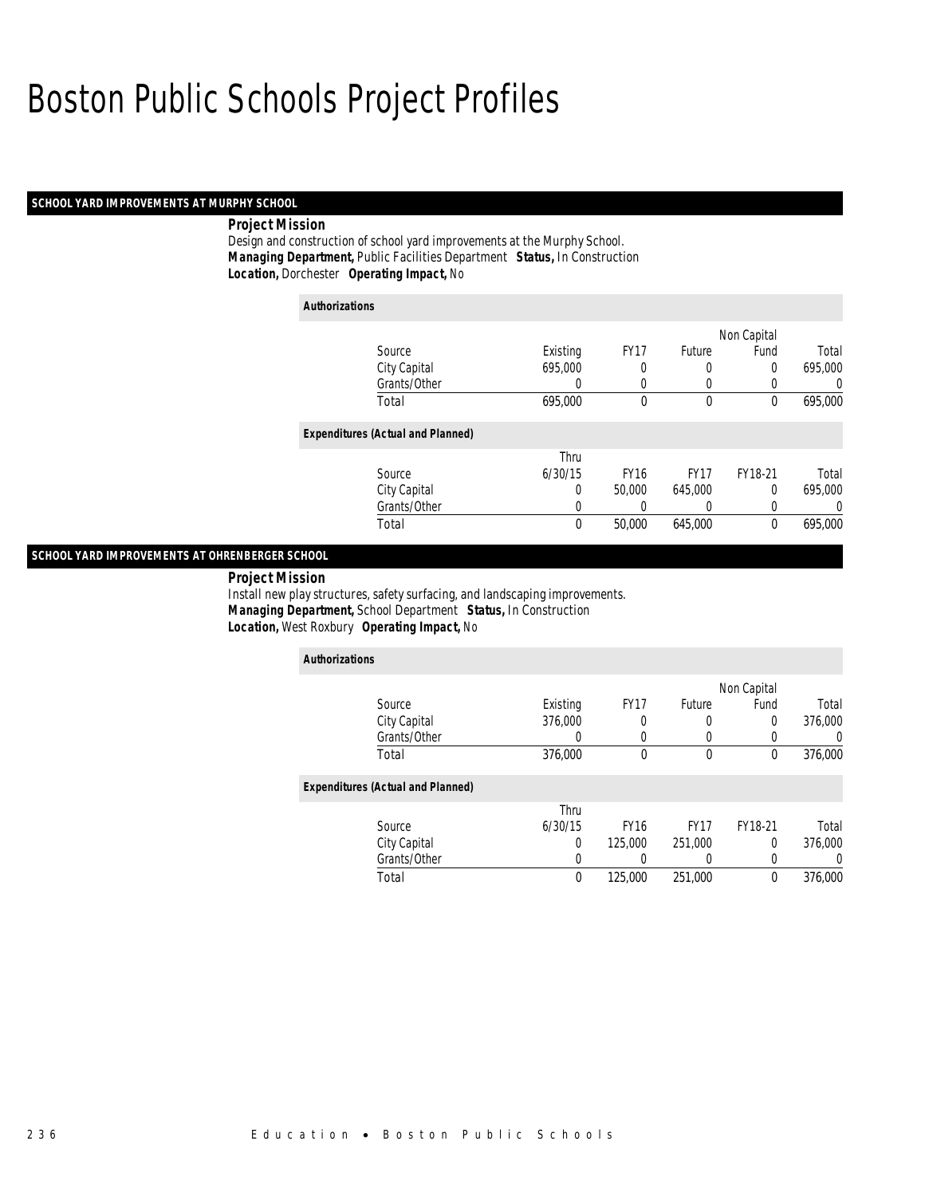# Boston Public Schools Project Profiles

## SCHOOL YARD IMPROVEMENTS AT MURPHY SCHOOL

**Project Mission**

Design and construction of school yard improvements at the Murphy School.

***Managing Department,*** Public Facilities Department ***Status,*** In Construction

***Location,*** Dorchester ***Operating Impact,*** No

**Authorizations**

| Source | Existing | FY17 | Future | Non Capital Fund | Total |
|---|---|---|---|---|---|
| City Capital | 695,000 | 0 | 0 | 0 | 695,000 |
| Grants/Other | 0 | 0 | 0 | 0 | 0 |
| Total | 695,000 | 0 | 0 | 0 | 695,000 |

**Expenditures (Actual and Planned)**

| Source | Thru 6/30/15 | FY16 | FY17 | FY18-21 | Total |
|---|---|---|---|---|---|
| City Capital | 0 | 50,000 | 645,000 | 0 | 695,000 |
| Grants/Other | 0 | 0 | 0 | 0 | 0 |
| Total | 0 | 50,000 | 645,000 | 0 | 695,000 |

## SCHOOL YARD IMPROVEMENTS AT OHRENBERGER SCHOOL

**Project Mission**

Install new play structures, safety surfacing, and landscaping improvements.

***Managing Department,*** School Department ***Status,*** In Construction

***Location,*** West Roxbury ***Operating Impact,*** No

**Authorizations**

| Source | Existing | FY17 | Future | Non Capital Fund | Total |
|---|---|---|---|---|---|
| City Capital | 376,000 | 0 | 0 | 0 | 376,000 |
| Grants/Other | 0 | 0 | 0 | 0 | 0 |
| Total | 376,000 | 0 | 0 | 0 | 376,000 |

**Expenditures (Actual and Planned)**

| Source | Thru 6/30/15 | FY16 | FY17 | FY18-21 | Total |
|---|---|---|---|---|---|
| City Capital | 0 | 125,000 | 251,000 | 0 | 376,000 |
| Grants/Other | 0 | 0 | 0 | 0 | 0 |
| Total | 0 | 125,000 | 251,000 | 0 | 376,000 |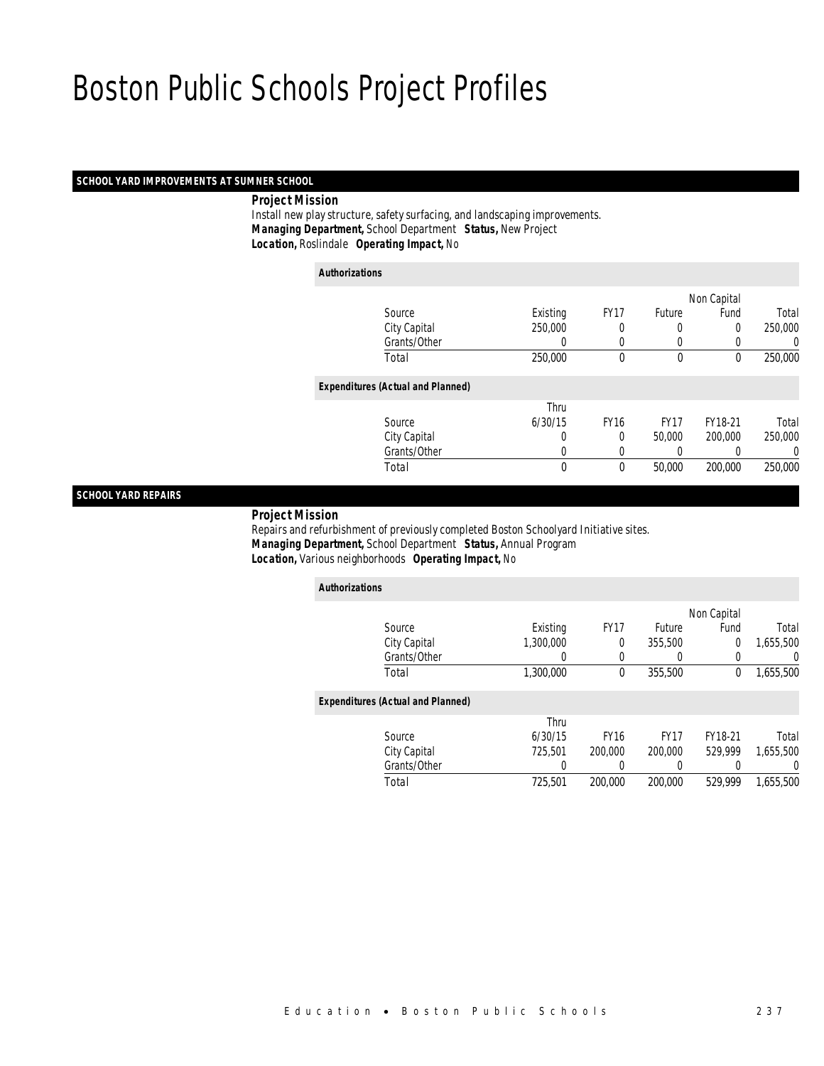# Boston Public Schools Project Profiles

### SCHOOL YARD IMPROVEMENTS AT SUMNER SCHOOL

**Project Mission**

Install new play structure, safety surfacing, and landscaping improvements.

***Managing Department,*** School Department ***Status,*** New Project

***Location,*** Roslindale ***Operating Impact,*** No

**Authorizations**

| Source | Existing | FY17 | Future | Non Capital Fund | Total |
|---|---|---|---|---|---|
| City Capital | 250,000 | 0 | 0 | 0 | 250,000 |
| Grants/Other | 0 | 0 | 0 | 0 | 0 |
| Total | 250,000 | 0 | 0 | 0 | 250,000 |

**Expenditures (Actual and Planned)**

| Source | Thru 6/30/15 | FY16 | FY17 | FY18-21 | Total |
|---|---|---|---|---|---|
| City Capital | 0 | 0 | 50,000 | 200,000 | 250,000 |
| Grants/Other | 0 | 0 | 0 | 0 | 0 |
| Total | 0 | 0 | 50,000 | 200,000 | 250,000 |

### SCHOOL YARD REPAIRS

**Project Mission**

Repairs and refurbishment of previously completed Boston Schoolyard Initiative sites.

***Managing Department,*** School Department ***Status,*** Annual Program

***Location,*** Various neighborhoods ***Operating Impact,*** No

**Authorizations**

| Source | Existing | FY17 | Future | Non Capital Fund | Total |
|---|---|---|---|---|---|
| City Capital | 1,300,000 | 0 | 355,500 | 0 | 1,655,500 |
| Grants/Other | 0 | 0 | 0 | 0 | 0 |
| Total | 1,300,000 | 0 | 355,500 | 0 | 1,655,500 |

**Expenditures (Actual and Planned)**

| Source | Thru 6/30/15 | FY16 | FY17 | FY18-21 | Total |
|---|---|---|---|---|---|
| City Capital | 725,501 | 200,000 | 200,000 | 529,999 | 1,655,500 |
| Grants/Other | 0 | 0 | 0 | 0 | 0 |
| Total | 725,501 | 200,000 | 200,000 | 529,999 | 1,655,500 |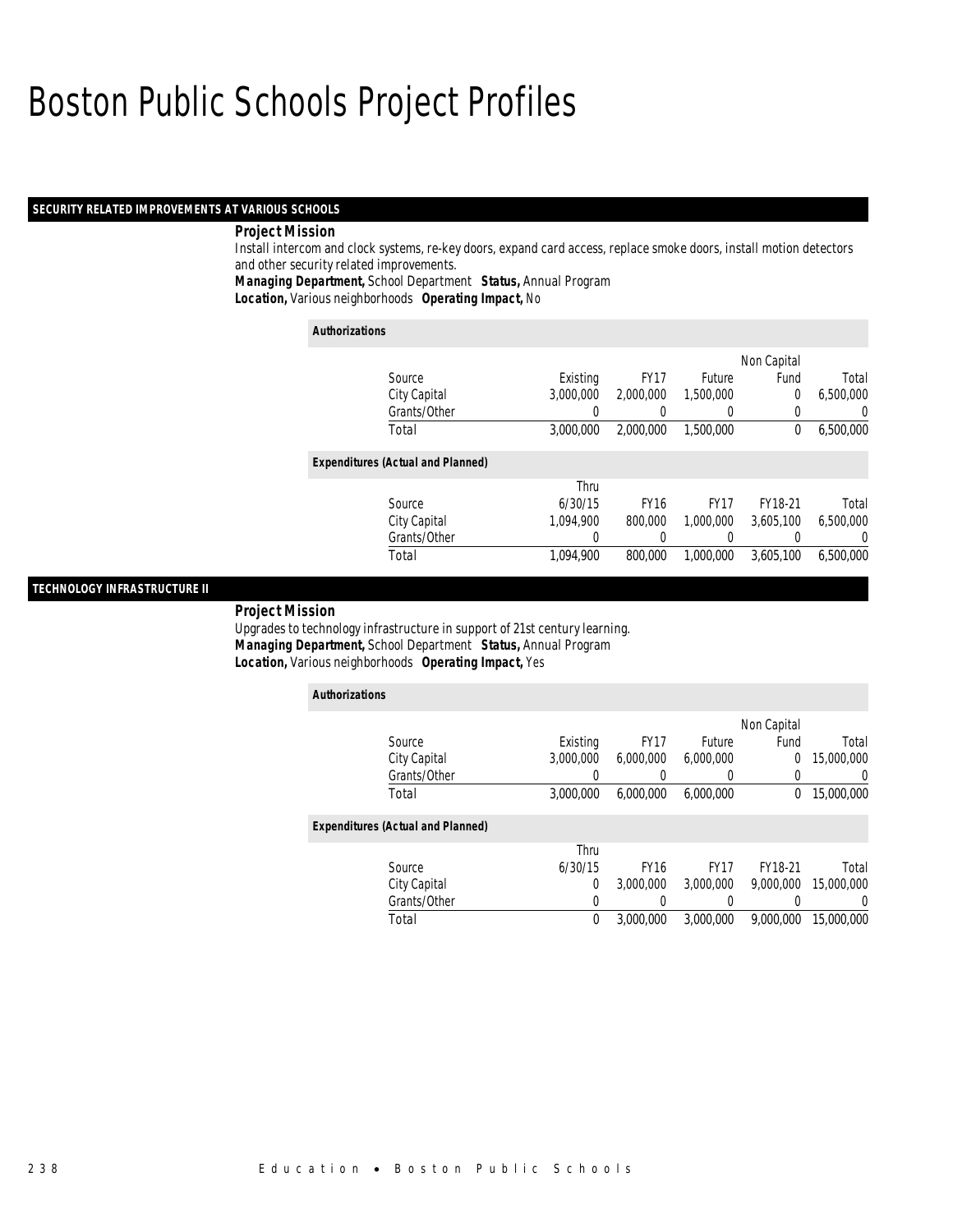# Boston Public Schools Project Profiles

## SECURITY RELATED IMPROVEMENTS AT VARIOUS SCHOOLS

***Project Mission***

Install intercom and clock systems, re-key doors, expand card access, replace smoke doors, install motion detectors and other security related improvements.

***Managing Department,*** School Department ***Status,*** Annual Program

***Location,*** Various neighborhoods ***Operating Impact,*** No

***Authorizations***

| Source | Existing | FY17 | Future | Non Capital Fund | Total |
|---|---|---|---|---|---|
| City Capital | 3,000,000 | 2,000,000 | 1,500,000 | 0 | 6,500,000 |
| Grants/Other | 0 | 0 | 0 | 0 | 0 |
| Total | 3,000,000 | 2,000,000 | 1,500,000 | 0 | 6,500,000 |

***Expenditures (Actual and Planned)***

| Source | Thru 6/30/15 | FY16 | FY17 | FY18-21 | Total |
|---|---|---|---|---|---|
| City Capital | 1,094,900 | 800,000 | 1,000,000 | 3,605,100 | 6,500,000 |
| Grants/Other | 0 | 0 | 0 | 0 | 0 |
| Total | 1,094,900 | 800,000 | 1,000,000 | 3,605,100 | 6,500,000 |

## TECHNOLOGY INFRASTRUCTURE II

***Project Mission***

Upgrades to technology infrastructure in support of 21st century learning.

***Managing Department,*** School Department ***Status,*** Annual Program

***Location,*** Various neighborhoods ***Operating Impact,*** Yes

***Authorizations***

| Source | Existing | FY17 | Future | Non Capital Fund | Total |
|---|---|---|---|---|---|
| City Capital | 3,000,000 | 6,000,000 | 6,000,000 | 0 | 15,000,000 |
| Grants/Other | 0 | 0 | 0 | 0 | 0 |
| Total | 3,000,000 | 6,000,000 | 6,000,000 | 0 | 15,000,000 |

***Expenditures (Actual and Planned)***

| Source | Thru 6/30/15 | FY16 | FY17 | FY18-21 | Total |
|---|---|---|---|---|---|
| City Capital | 0 | 3,000,000 | 3,000,000 | 9,000,000 | 15,000,000 |
| Grants/Other | 0 | 0 | 0 | 0 | 0 |
| Total | 0 | 3,000,000 | 3,000,000 | 9,000,000 | 15,000,000 |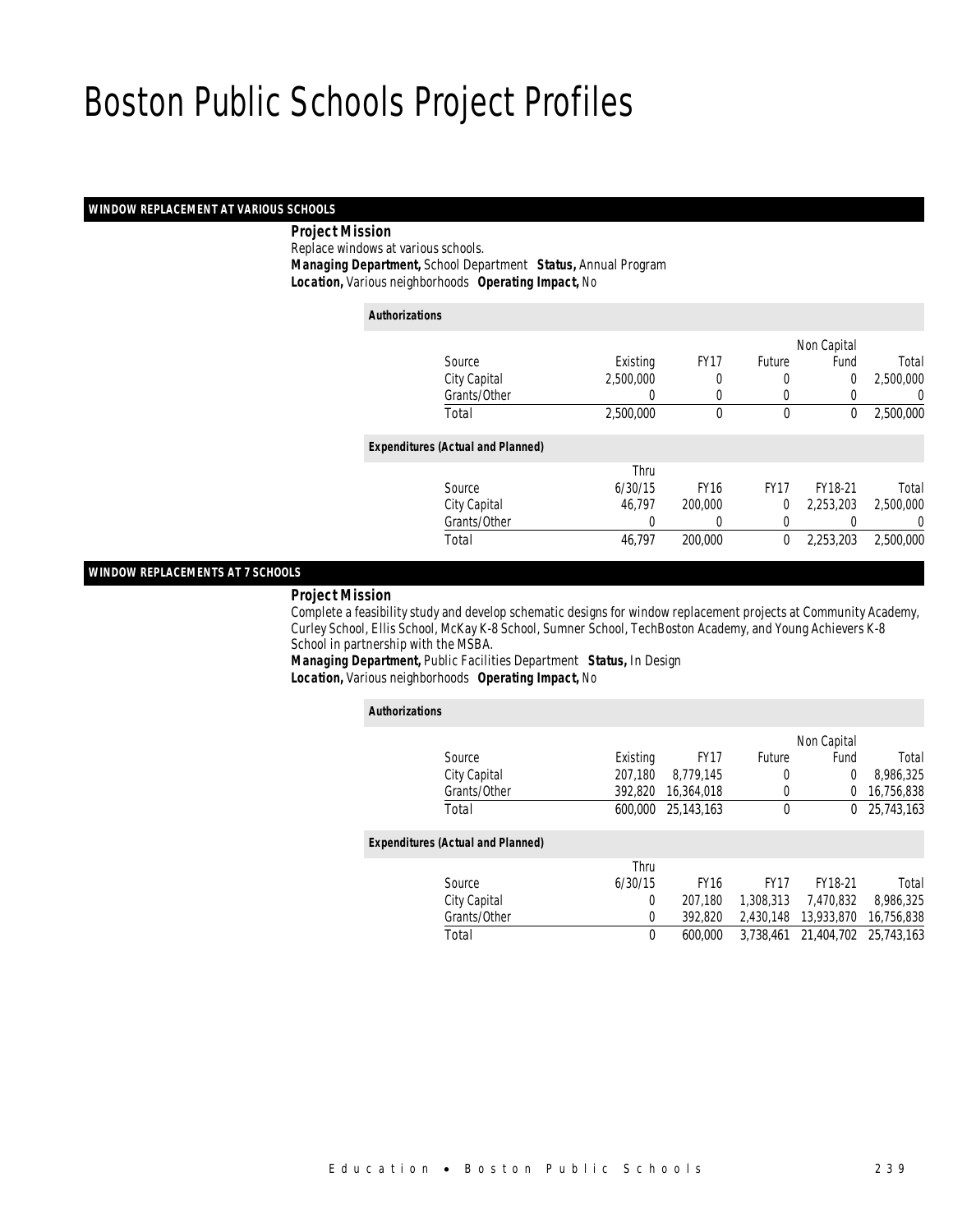# Boston Public Schools Project Profiles

## WINDOW REPLACEMENT AT VARIOUS SCHOOLS

***Project Mission***

Replace windows at various schools.

***Managing Department,*** School Department ***Status,*** Annual Program

***Location,*** Various neighborhoods ***Operating Impact,*** No

***Authorizations***

| Source | Existing | FY17 | Future | Non Capital Fund | Total |
|---|---|---|---|---|---|
| City Capital | 2,500,000 | 0 | 0 | 0 | 2,500,000 |
| Grants/Other | 0 | 0 | 0 | 0 | 0 |
| Total | 2,500,000 | 0 | 0 | 0 | 2,500,000 |

***Expenditures (Actual and Planned)***

| Source | Thru 6/30/15 | FY16 | FY17 | FY18-21 | Total |
|---|---|---|---|---|---|
| City Capital | 46,797 | 200,000 | 0 | 2,253,203 | 2,500,000 |
| Grants/Other | 0 | 0 | 0 | 0 | 0 |
| Total | 46,797 | 200,000 | 0 | 2,253,203 | 2,500,000 |

## WINDOW REPLACEMENTS AT 7 SCHOOLS

***Project Mission***

Complete a feasibility study and develop schematic designs for window replacement projects at Community Academy, Curley School, Ellis School, McKay K-8 School, Sumner School, TechBoston Academy, and Young Achievers K-8 School in partnership with the MSBA.

***Managing Department,*** Public Facilities Department ***Status,*** In Design

***Location,*** Various neighborhoods ***Operating Impact,*** No

***Authorizations***

| Source | Existing | FY17 | Future | Non Capital Fund | Total |
|---|---|---|---|---|---|
| City Capital | 207,180 | 8,779,145 | 0 | 0 | 8,986,325 |
| Grants/Other | 392,820 | 16,364,018 | 0 | 0 | 16,756,838 |
| Total | 600,000 | 25,143,163 | 0 | 0 | 25,743,163 |

***Expenditures (Actual and Planned)***

| Source | Thru 6/30/15 | FY16 | FY17 | FY18-21 | Total |
|---|---|---|---|---|---|
| City Capital | 0 | 207,180 | 1,308,313 | 7,470,832 | 8,986,325 |
| Grants/Other | 0 | 392,820 | 2,430,148 | 13,933,870 | 16,756,838 |
| Total | 0 | 600,000 | 3,738,461 | 21,404,702 | 25,743,163 |